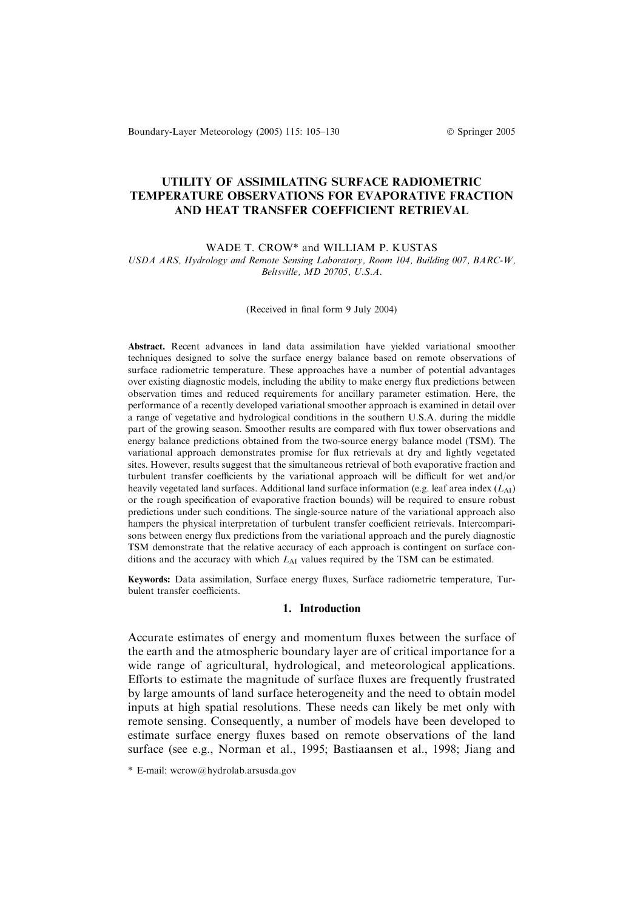# UTILITY OF ASSIMILATING SURFACE RADIOMETRIC TEMPERATURE OBSERVATIONS FOR EVAPORATIVE FRACTION AND HEAT TRANSFER COEFFICIENT RETRIEVAL

WADE T. CROW* and WILLIAM P. KUSTAS

*USDA ARS, Hydrology and Remote Sensing Laboratory, Room 104, Building 007, BARC-W, Beltsville, MD 20705, U.S.A.*

(Received in final form 9 July 2004)

**Abstract.** Recent advances in land data assimilation have yielded variational smoother techniques designed to solve the surface energy balance based on remote observations of surface radiometric temperature. These approaches have a number of potential advantages over existing diagnostic models, including the ability to make energy flux predictions between observation times and reduced requirements for ancillary parameter estimation. Here, the performance of a recently developed variational smoother approach is examined in detail over a range of vegetative and hydrological conditions in the southern U.S.A. during the middle part of the growing season. Smoother results are compared with flux tower observations and energy balance predictions obtained from the two-source energy balance model (TSM). The variational approach demonstrates promise for flux retrievals at dry and lightly vegetated sites. However, results suggest that the simultaneous retrieval of both evaporative fraction and turbulent transfer coefficients by the variational approach will be difficult for wet and/or heavily vegetated land surfaces. Additional land surface information (e.g. leaf area index ($L_{AI}$) or the rough specification of evaporative fraction bounds) will be required to ensure robust predictions under such conditions. The single-source nature of the variational approach also hampers the physical interpretation of turbulent transfer coefficient retrievals. Intercomparisons between energy flux predictions from the variational approach and the purely diagnostic TSM demonstrate that the relative accuracy of each approach is contingent on surface conditions and the accuracy with which $L_{AI}$ values required by the TSM can be estimated.

**Keywords:** Data assimilation, Surface energy fluxes, Surface radiometric temperature, Turbulent transfer coefficients.

## 1. Introduction

Accurate estimates of energy and momentum fluxes between the surface of the earth and the atmospheric boundary layer are of critical importance for a wide range of agricultural, hydrological, and meteorological applications. Efforts to estimate the magnitude of surface fluxes are frequently frustrated by large amounts of land surface heterogeneity and the need to obtain model inputs at high spatial resolutions. These needs can likely be met only with remote sensing. Consequently, a number of models have been developed to estimate surface energy fluxes based on remote observations of the land surface (see e.g., Norman et al., 1995; Bastiaansen et al., 1998; Jiang and

* E-mail: wcrow@hydrolab.arsusda.gov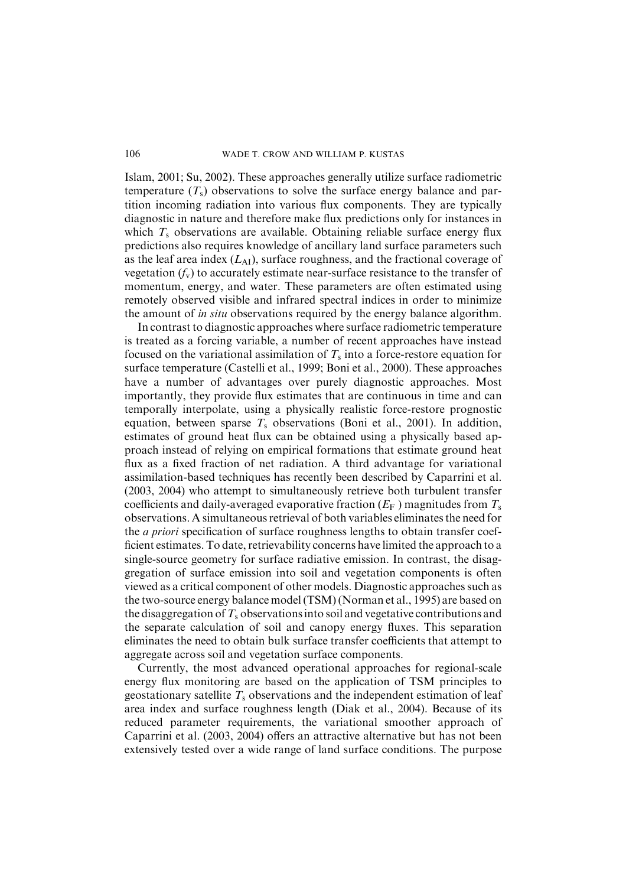Islam, 2001; Su, 2002). These approaches generally utilize surface radiometric temperature ($T_s$) observations to solve the surface energy balance and partition incoming radiation into various flux components. They are typically diagnostic in nature and therefore make flux predictions only for instances in which $T_s$ observations are available. Obtaining reliable surface energy flux predictions also requires knowledge of ancillary land surface parameters such as the leaf area index ($L_{AI}$), surface roughness, and the fractional coverage of vegetation ($f_v$) to accurately estimate near-surface resistance to the transfer of momentum, energy, and water. These parameters are often estimated using remotely observed visible and infrared spectral indices in order to minimize the amount of *in situ* observations required by the energy balance algorithm.

In contrast to diagnostic approaches where surface radiometric temperature is treated as a forcing variable, a number of recent approaches have instead focused on the variational assimilation of $T_s$ into a force-restore equation for surface temperature (Castelli et al., 1999; Boni et al., 2000). These approaches have a number of advantages over purely diagnostic approaches. Most importantly, they provide flux estimates that are continuous in time and can temporally interpolate, using a physically realistic force-restore prognostic equation, between sparse $T_s$ observations (Boni et al., 2001). In addition, estimates of ground heat flux can be obtained using a physically based approach instead of relying on empirical formations that estimate ground heat flux as a fixed fraction of net radiation. A third advantage for variational assimilation-based techniques has recently been described by Caparrini et al. (2003, 2004) who attempt to simultaneously retrieve both turbulent transfer coefficients and daily-averaged evaporative fraction ($E_F$) magnitudes from $T_s$ observations. A simultaneous retrieval of both variables eliminates the need for the *a priori* specification of surface roughness lengths to obtain transfer coefficient estimates. To date, retrievability concerns have limited the approach to a single-source geometry for surface radiative emission. In contrast, the disaggregation of surface emission into soil and vegetation components is often viewed as a critical component of other models. Diagnostic approaches such as the two-source energy balance model (TSM) (Norman et al., 1995) are based on the disaggregation of $T_s$ observations into soil and vegetative contributions and the separate calculation of soil and canopy energy fluxes. This separation eliminates the need to obtain bulk surface transfer coefficients that attempt to aggregate across soil and vegetation surface components.

Currently, the most advanced operational approaches for regional-scale energy flux monitoring are based on the application of TSM principles to geostationary satellite $T_s$ observations and the independent estimation of leaf area index and surface roughness length (Diak et al., 2004). Because of its reduced parameter requirements, the variational smoother approach of Caparrini et al. (2003, 2004) offers an attractive alternative but has not been extensively tested over a wide range of land surface conditions. The purpose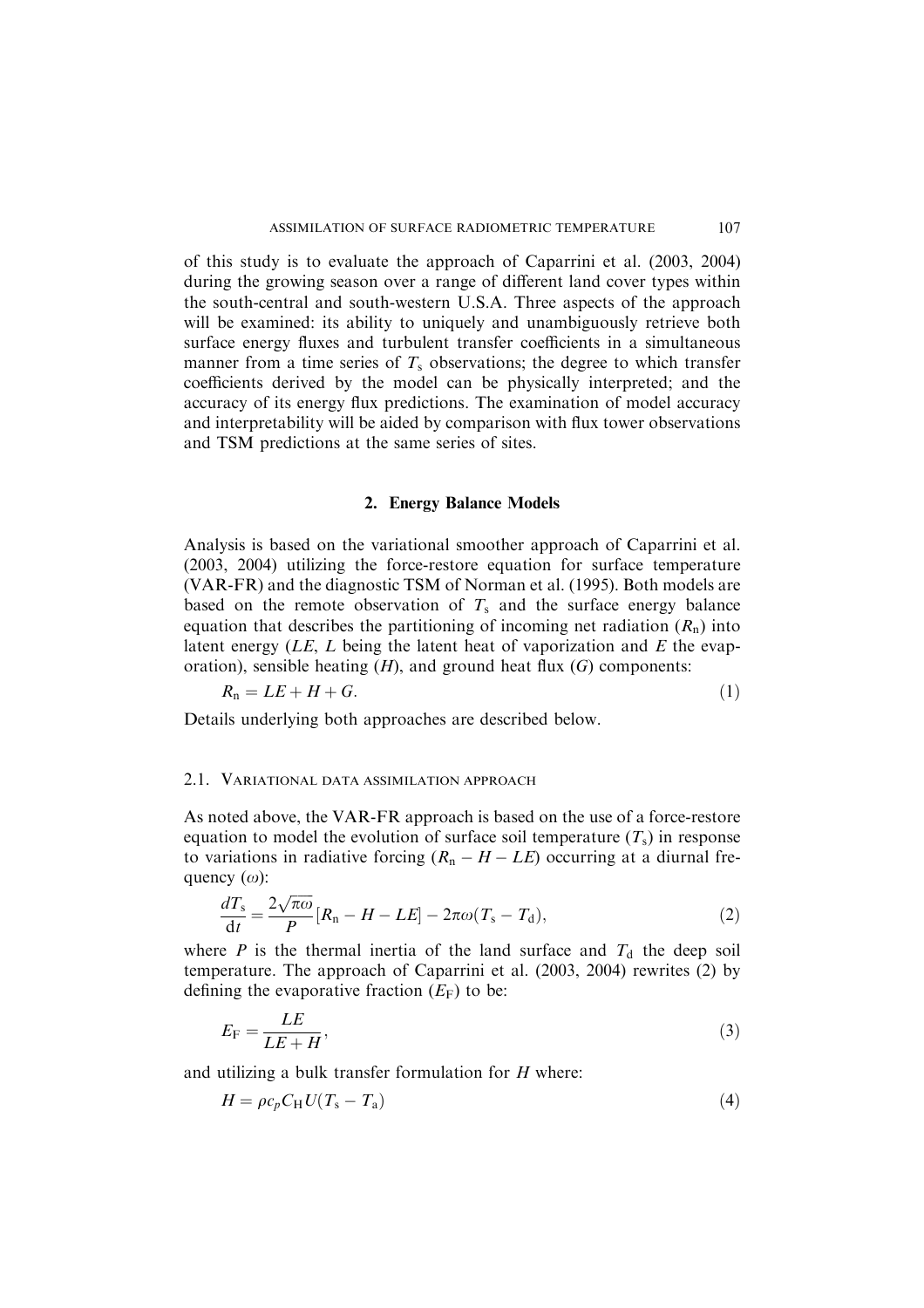of this study is to evaluate the approach of Caparrini et al. (2003, 2004) during the growing season over a range of different land cover types within the south-central and south-western U.S.A. Three aspects of the approach will be examined: its ability to uniquely and unambiguously retrieve both surface energy fluxes and turbulent transfer coefficients in a simultaneous manner from a time series of $T_s$ observations; the degree to which transfer coefficients derived by the model can be physically interpreted; and the accuracy of its energy flux predictions. The examination of model accuracy and interpretability will be aided by comparison with flux tower observations and TSM predictions at the same series of sites.

## 2. Energy Balance Models

Analysis is based on the variational smoother approach of Caparrini et al. (2003, 2004) utilizing the force-restore equation for surface temperature (VAR-FR) and the diagnostic TSM of Norman et al. (1995). Both models are based on the remote observation of $T_s$ and the surface energy balance equation that describes the partitioning of incoming net radiation ($R_n$) into latent energy ($LE$, $L$ being the latent heat of vaporization and $E$ the evaporation), sensible heating ($H$), and ground heat flux ($G$) components:

$$R_n = LE + H + G. \tag{1}$$

Details underlying both approaches are described below.

### 2.1. Variational Data Assimilation Approach

As noted above, the VAR-FR approach is based on the use of a force-restore equation to model the evolution of surface soil temperature ($T_s$) in response to variations in radiative forcing ($R_n - H - LE$) occurring at a diurnal frequency ($\omega$):

$$\frac{dT_s}{dt} = \frac{2\sqrt{\pi\omega}}{P}[R_n - H - LE] - 2\pi\omega(T_s - T_d), \tag{2}$$

where $P$ is the thermal inertia of the land surface and $T_d$ the deep soil temperature. The approach of Caparrini et al. (2003, 2004) rewrites (2) by defining the evaporative fraction ($E_F$) to be:

$$E_F = \frac{LE}{LE + H}, \tag{3}$$

and utilizing a bulk transfer formulation for $H$ where:

$$H = \rho c_p C_H U(T_s - T_a) \tag{4}$$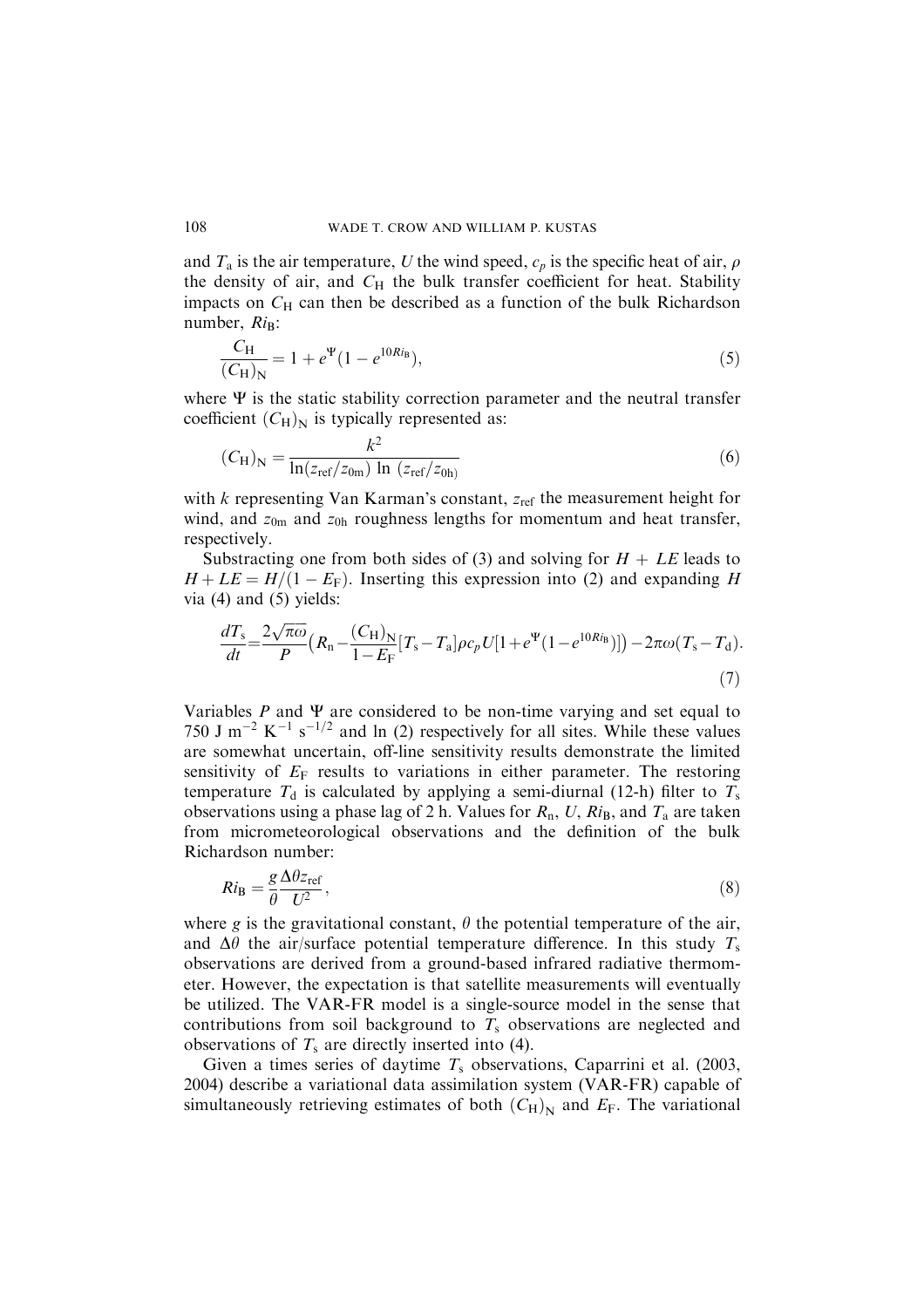and $T_a$ is the air temperature, $U$ the wind speed, $c_p$ is the specific heat of air, $\rho$ the density of air, and $C_H$ the bulk transfer coefficient for heat. Stability impacts on $C_H$ can then be described as a function of the bulk Richardson number, $Ri_B$:

$$\frac{C_H}{(C_H)_N} = 1 + e^{\Psi}(1 - e^{10 Ri_B}), \tag{5}$$

where $\Psi$ is the static stability correction parameter and the neutral transfer coefficient $(C_H)_N$ is typically represented as:

$$(C_H)_N = \frac{k^2}{\ln(z_{ref}/z_{0m}) \ln(z_{ref}/z_{0h})} \tag{6}$$

with $k$ representing Van Karman's constant, $z_{ref}$ the measurement height for wind, and $z_{0m}$ and $z_{0h}$ roughness lengths for momentum and heat transfer, respectively.

Substracting one from both sides of (3) and solving for $H + LE$ leads to $H + LE = H/(1 - E_F)$. Inserting this expression into (2) and expanding $H$ via (4) and (5) yields:

$$\frac{dT_s}{dt} = \frac{2\sqrt{\pi\omega}}{P}\left(R_n - \frac{(C_H)_N}{1 - E_F}[T_s - T_a]\rho c_p U[1 + e^{\Psi}(1 - e^{10 Ri_B})]\right) - 2\pi\omega(T_s - T_d). \tag{7}$$

Variables $P$ and $\Psi$ are considered to be non-time varying and set equal to 750 J $\text{m}^{-2}$ $\text{K}^{-1}$ $\text{s}^{-1/2}$ and ln (2) respectively for all sites. While these values are somewhat uncertain, off-line sensitivity results demonstrate the limited sensitivity of $E_F$ results to variations in either parameter. The restoring temperature $T_d$ is calculated by applying a semi-diurnal (12-h) filter to $T_s$ observations using a phase lag of 2 h. Values for $R_n$, $U$, $Ri_B$, and $T_a$ are taken from micrometeorological observations and the definition of the bulk Richardson number:

$$Ri_B = \frac{g}{\theta}\frac{\Delta\theta z_{ref}}{U^2}, \tag{8}$$

where $g$ is the gravitational constant, $\theta$ the potential temperature of the air, and $\Delta\theta$ the air/surface potential temperature difference. In this study $T_s$ observations are derived from a ground-based infrared radiative thermometer. However, the expectation is that satellite measurements will eventually be utilized. The VAR-FR model is a single-source model in the sense that contributions from soil background to $T_s$ observations are neglected and observations of $T_s$ are directly inserted into (4).

Given a times series of daytime $T_s$ observations, Caparrini et al. (2003, 2004) describe a variational data assimilation system (VAR-FR) capable of simultaneously retrieving estimates of both $(C_H)_N$ and $E_F$. The variational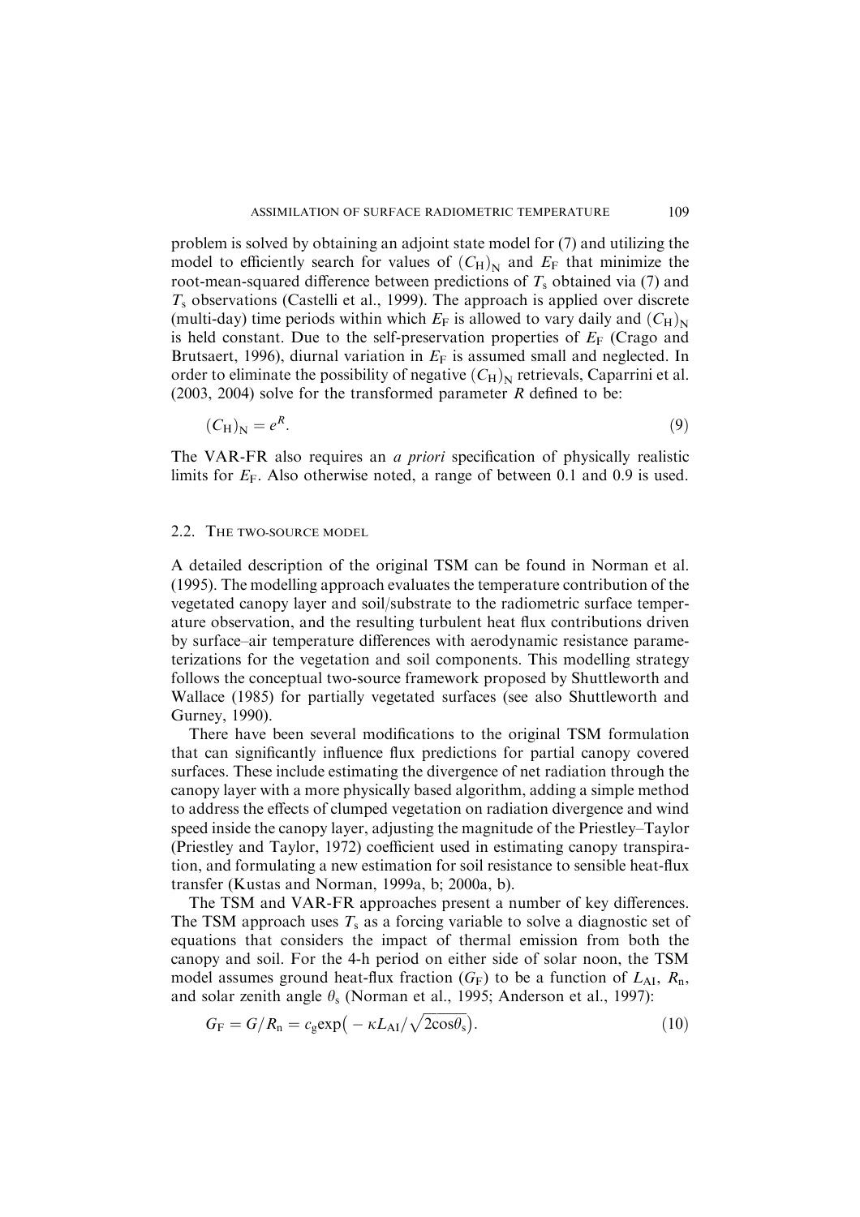problem is solved by obtaining an adjoint state model for (7) and utilizing the model to efficiently search for values of $(C_H)_N$ and $E_F$ that minimize the root-mean-squared difference between predictions of $T_s$ obtained via (7) and $T_s$ observations (Castelli et al., 1999). The approach is applied over discrete (multi-day) time periods within which $E_F$ is allowed to vary daily and $(C_H)_N$ is held constant. Due to the self-preservation properties of $E_F$ (Crago and Brutsaert, 1996), diurnal variation in $E_F$ is assumed small and neglected. In order to eliminate the possibility of negative $(C_H)_N$ retrievals, Caparrini et al. (2003, 2004) solve for the transformed parameter $R$ defined to be:

$$(C_H)_N = e^R. \tag{9}$$

The VAR-FR also requires an *a priori* specification of physically realistic limits for $E_F$. Also otherwise noted, a range of between 0.1 and 0.9 is used.

## 2.2. The two-source model

A detailed description of the original TSM can be found in Norman et al. (1995). The modelling approach evaluates the temperature contribution of the vegetated canopy layer and soil/substrate to the radiometric surface temperature observation, and the resulting turbulent heat flux contributions driven by surface–air temperature differences with aerodynamic resistance parameterizations for the vegetation and soil components. This modelling strategy follows the conceptual two-source framework proposed by Shuttleworth and Wallace (1985) for partially vegetated surfaces (see also Shuttleworth and Gurney, 1990).

There have been several modifications to the original TSM formulation that can significantly influence flux predictions for partial canopy covered surfaces. These include estimating the divergence of net radiation through the canopy layer with a more physically based algorithm, adding a simple method to address the effects of clumped vegetation on radiation divergence and wind speed inside the canopy layer, adjusting the magnitude of the Priestley–Taylor (Priestley and Taylor, 1972) coefficient used in estimating canopy transpiration, and formulating a new estimation for soil resistance to sensible heat-flux transfer (Kustas and Norman, 1999a, b; 2000a, b).

The TSM and VAR-FR approaches present a number of key differences. The TSM approach uses $T_s$ as a forcing variable to solve a diagnostic set of equations that considers the impact of thermal emission from both the canopy and soil. For the 4-h period on either side of solar noon, the TSM model assumes ground heat-flux fraction ($G_F$) to be a function of $L_{AI}$, $R_n$, and solar zenith angle $\theta_s$ (Norman et al., 1995; Anderson et al., 1997):

$$G_F = G/R_n = c_g \exp\left(-\kappa L_{AI}/\sqrt{2\cos\theta_s}\right). \tag{10}$$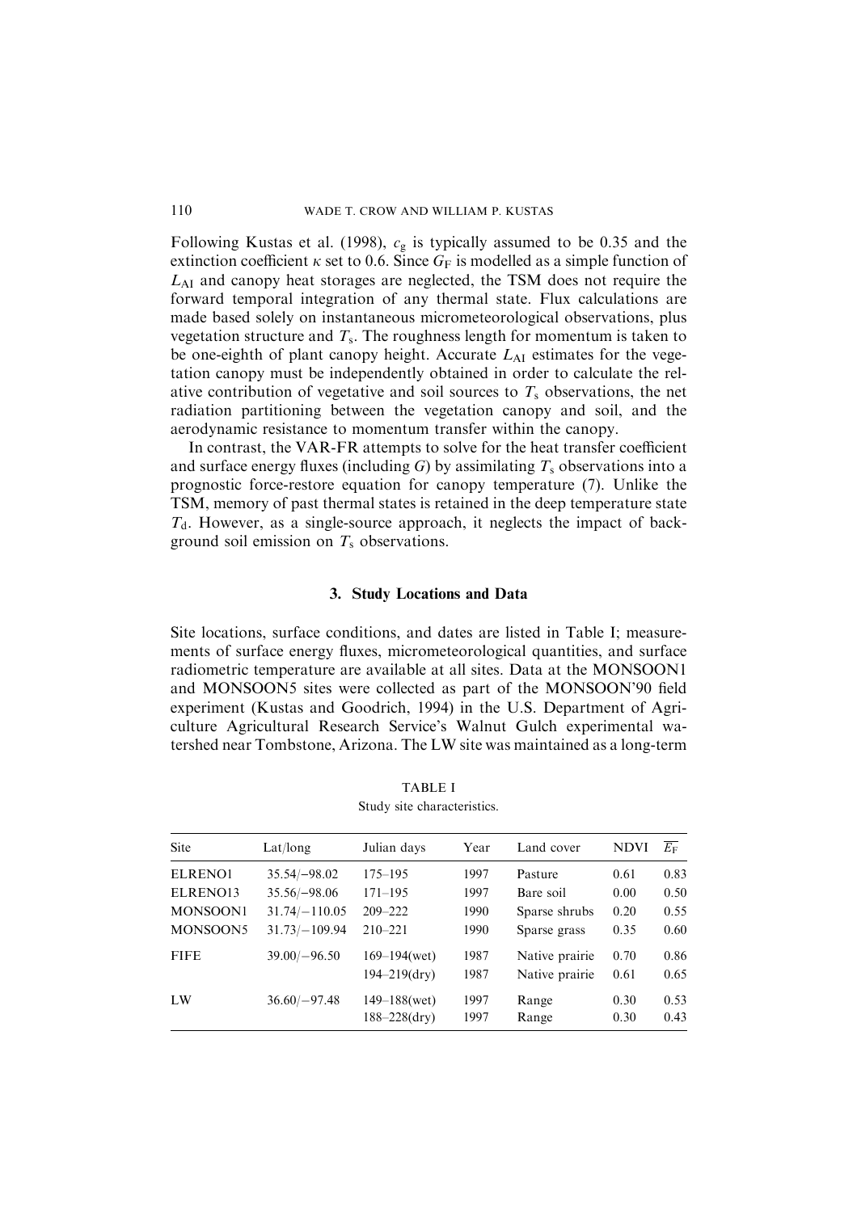Following Kustas et al. (1998), $c_g$ is typically assumed to be 0.35 and the extinction coefficient $\kappa$ set to 0.6. Since $G_F$ is modelled as a simple function of $L_{AI}$ and canopy heat storages are neglected, the TSM does not require the forward temporal integration of any thermal state. Flux calculations are made based solely on instantaneous micrometeorological observations, plus vegetation structure and $T_s$. The roughness length for momentum is taken to be one-eighth of plant canopy height. Accurate $L_{AI}$ estimates for the vegetation canopy must be independently obtained in order to calculate the relative contribution of vegetative and soil sources to $T_s$ observations, the net radiation partitioning between the vegetation canopy and soil, and the aerodynamic resistance to momentum transfer within the canopy.

In contrast, the VAR-FR attempts to solve for the heat transfer coefficient and surface energy fluxes (including $G$) by assimilating $T_s$ observations into a prognostic force-restore equation for canopy temperature (7). Unlike the TSM, memory of past thermal states is retained in the deep temperature state $T_d$. However, as a single-source approach, it neglects the impact of background soil emission on $T_s$ observations.

## 3. Study Locations and Data

Site locations, surface conditions, and dates are listed in Table I; measurements of surface energy fluxes, micrometeorological quantities, and surface radiometric temperature are available at all sites. Data at the MONSOON1 and MONSOON5 sites were collected as part of the MONSOON'90 field experiment (Kustas and Goodrich, 1994) in the U.S. Department of Agriculture Agricultural Research Service's Walnut Gulch experimental watershed near Tombstone, Arizona. The LW site was maintained as a long-term

TABLE I

Study site characteristics.

| Site | Lat/long | Julian days | Year | Land cover | NDVI | $\overline{E_F}$ |
|---|---|---|---|---|---|---|
| ELRENO1 | 35.54/−98.02 | 175–195 | 1997 | Pasture | 0.61 | 0.83 |
| ELRENO13 | 35.56/−98.06 | 171–195 | 1997 | Bare soil | 0.00 | 0.50 |
| MONSOON1 | 31.74/−110.05 | 209–222 | 1990 | Sparse shrubs | 0.20 | 0.55 |
| MONSOON5 | 31.73/−109.94 | 210–221 | 1990 | Sparse grass | 0.35 | 0.60 |
| FIFE | 39.00/−96.50 | 169–194(wet) | 1987 | Native prairie | 0.70 | 0.86 |
| | | 194–219(dry) | 1987 | Native prairie | 0.61 | 0.65 |
| LW | 36.60/−97.48 | 149–188(wet) | 1997 | Range | 0.30 | 0.53 |
| | | 188–228(dry) | 1997 | Range | 0.30 | 0.43 |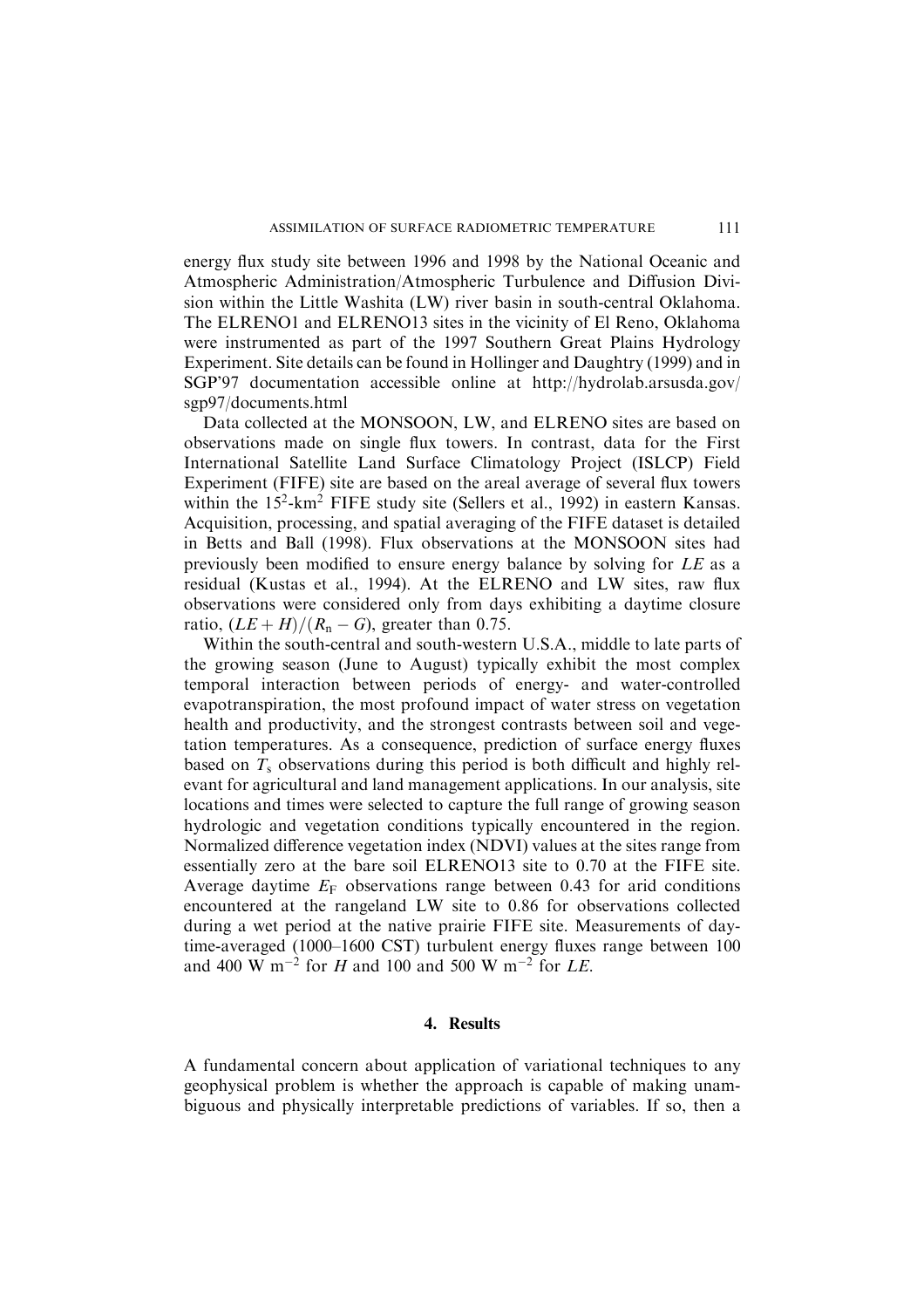energy flux study site between 1996 and 1998 by the National Oceanic and Atmospheric Administration/Atmospheric Turbulence and Diffusion Division within the Little Washita (LW) river basin in south-central Oklahoma. The ELRENO1 and ELRENO13 sites in the vicinity of El Reno, Oklahoma were instrumented as part of the 1997 Southern Great Plains Hydrology Experiment. Site details can be found in Hollinger and Daughtry (1999) and in SGP'97 documentation accessible online at http://hydrolab.arsusda.gov/sgp97/documents.html

Data collected at the MONSOON, LW, and ELRENO sites are based on observations made on single flux towers. In contrast, data for the First International Satellite Land Surface Climatology Project (ISLCP) Field Experiment (FIFE) site are based on the areal average of several flux towers within the $15^2$-km$^2$ FIFE study site (Sellers et al., 1992) in eastern Kansas. Acquisition, processing, and spatial averaging of the FIFE dataset is detailed in Betts and Ball (1998). Flux observations at the MONSOON sites had previously been modified to ensure energy balance by solving for $LE$ as a residual (Kustas et al., 1994). At the ELRENO and LW sites, raw flux observations were considered only from days exhibiting a daytime closure ratio, $(LE + H)/(R_n - G)$, greater than 0.75.

Within the south-central and south-western U.S.A., middle to late parts of the growing season (June to August) typically exhibit the most complex temporal interaction between periods of energy- and water-controlled evapotranspiration, the most profound impact of water stress on vegetation health and productivity, and the strongest contrasts between soil and vegetation temperatures. As a consequence, prediction of surface energy fluxes based on $T_s$ observations during this period is both difficult and highly relevant for agricultural and land management applications. In our analysis, site locations and times were selected to capture the full range of growing season hydrologic and vegetation conditions typically encountered in the region. Normalized difference vegetation index (NDVI) values at the sites range from essentially zero at the bare soil ELRENO13 site to 0.70 at the FIFE site. Average daytime $E_F$ observations range between 0.43 for arid conditions encountered at the rangeland LW site to 0.86 for observations collected during a wet period at the native prairie FIFE site. Measurements of daytime-averaged (1000–1600 CST) turbulent energy fluxes range between 100 and 400 W m$^{-2}$ for $H$ and 100 and 500 W m$^{-2}$ for $LE$.

## 4. Results

A fundamental concern about application of variational techniques to any geophysical problem is whether the approach is capable of making unambiguous and physically interpretable predictions of variables. If so, then a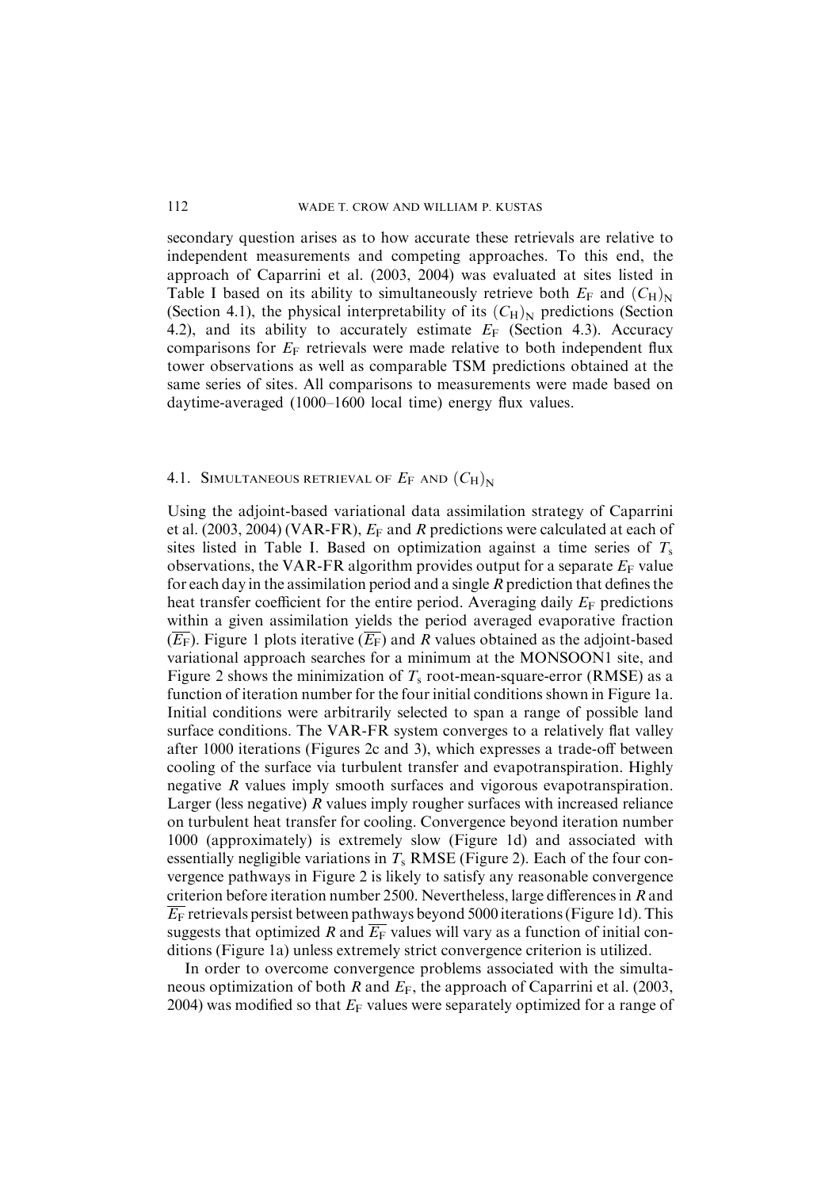secondary question arises as to how accurate these retrievals are relative to independent measurements and competing approaches. To this end, the approach of Caparrini et al. (2003, 2004) was evaluated at sites listed in Table I based on its ability to simultaneously retrieve both $E_F$ and $(C_H)_N$ (Section 4.1), the physical interpretability of its $(C_H)_N$ predictions (Section 4.2), and its ability to accurately estimate $E_F$ (Section 4.3). Accuracy comparisons for $E_F$ retrievals were made relative to both independent flux tower observations as well as comparable TSM predictions obtained at the same series of sites. All comparisons to measurements were made based on daytime-averaged (1000–1600 local time) energy flux values.

## 4.1. Simultaneous retrieval of $E_F$ and $(C_H)_N$

Using the adjoint-based variational data assimilation strategy of Caparrini et al. (2003, 2004) (VAR-FR), $E_F$ and $R$ predictions were calculated at each of sites listed in Table I. Based on optimization against a time series of $T_s$ observations, the VAR-FR algorithm provides output for a separate $E_F$ value for each day in the assimilation period and a single $R$ prediction that defines the heat transfer coefficient for the entire period. Averaging daily $E_F$ predictions within a given assimilation yields the period averaged evaporative fraction ($\overline{E_F}$). Figure 1 plots iterative ($\overline{E_F}$) and $R$ values obtained as the adjoint-based variational approach searches for a minimum at the MONSOON1 site, and Figure 2 shows the minimization of $T_s$ root-mean-square-error (RMSE) as a function of iteration number for the four initial conditions shown in Figure 1a. Initial conditions were arbitrarily selected to span a range of possible land surface conditions. The VAR-FR system converges to a relatively flat valley after 1000 iterations (Figures 2c and 3), which expresses a trade-off between cooling of the surface via turbulent transfer and evapotranspiration. Highly negative $R$ values imply smooth surfaces and vigorous evapotranspiration. Larger (less negative) $R$ values imply rougher surfaces with increased reliance on turbulent heat transfer for cooling. Convergence beyond iteration number 1000 (approximately) is extremely slow (Figure 1d) and associated with essentially negligible variations in $T_s$ RMSE (Figure 2). Each of the four convergence pathways in Figure 2 is likely to satisfy any reasonable convergence criterion before iteration number 2500. Nevertheless, large differences in $R$ and $\overline{E_F}$ retrievals persist between pathways beyond 5000 iterations (Figure 1d). This suggests that optimized $R$ and $\overline{E_F}$ values will vary as a function of initial conditions (Figure 1a) unless extremely strict convergence criterion is utilized.

In order to overcome convergence problems associated with the simultaneous optimization of both $R$ and $E_F$, the approach of Caparrini et al. (2003, 2004) was modified so that $E_F$ values were separately optimized for a range of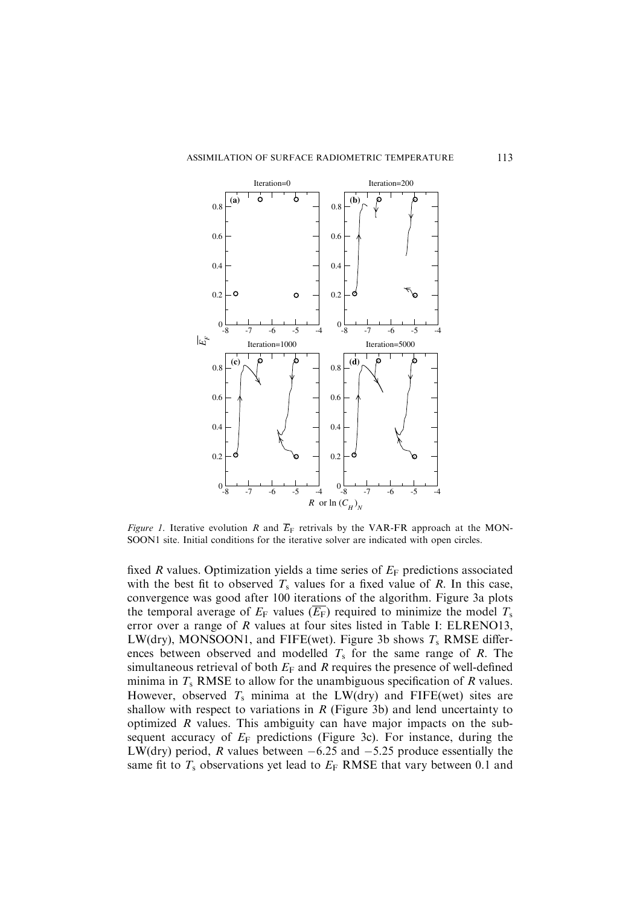*Figure 1*. Iterative evolution $R$ and $\overline{E}_F$ retrivals by the VAR-FR approach at the MONSOON1 site. Initial conditions for the iterative solver are indicated with open circles.

fixed $R$ values. Optimization yields a time series of $E_F$ predictions associated with the best fit to observed $T_s$ values for a fixed value of $R$. In this case, convergence was good after 100 iterations of the algorithm. Figure 3a plots the temporal average of $E_F$ values ($\overline{E_F}$) required to minimize the model $T_s$ error over a range of $R$ values at four sites listed in Table I: ELRENO13, LW(dry), MONSOON1, and FIFE(wet). Figure 3b shows $T_s$ RMSE differences between observed and modelled $T_s$ for the same range of $R$. The simultaneous retrieval of both $E_F$ and $R$ requires the presence of well-defined minima in $T_s$ RMSE to allow for the unambiguous specification of $R$ values. However, observed $T_s$ minima at the LW(dry) and FIFE(wet) sites are shallow with respect to variations in $R$ (Figure 3b) and lend uncertainty to optimized $R$ values. This ambiguity can have major impacts on the subsequent accuracy of $E_F$ predictions (Figure 3c). For instance, during the LW(dry) period, $R$ values between $-6.25$ and $-5.25$ produce essentially the same fit to $T_s$ observations yet lead to $E_F$ RMSE that vary between 0.1 and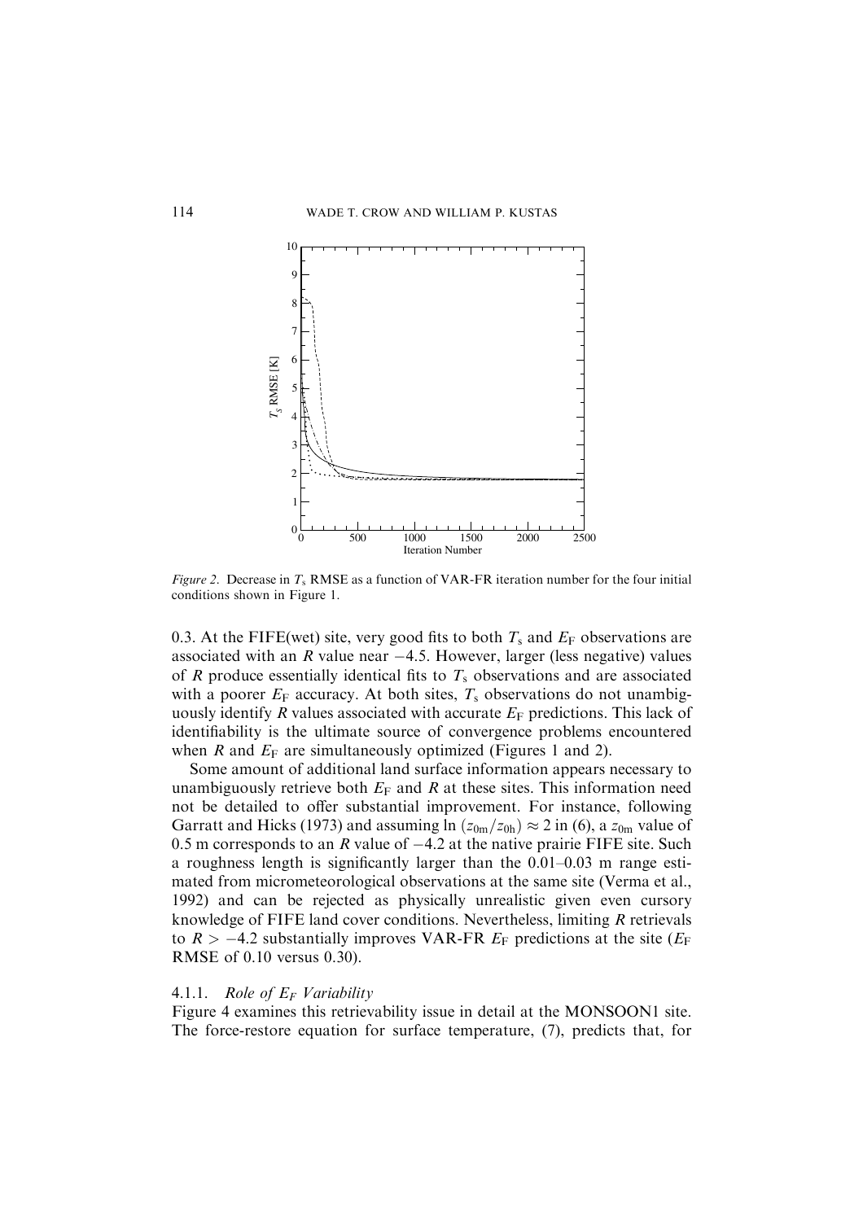*Figure 2.* Decrease in $T_s$ RMSE as a function of VAR-FR iteration number for the four initial conditions shown in Figure 1.

0.3. At the FIFE(wet) site, very good fits to both $T_s$ and $E_F$ observations are associated with an $R$ value near $-4.5$. However, larger (less negative) values of $R$ produce essentially identical fits to $T_s$ observations and are associated with a poorer $E_F$ accuracy. At both sites, $T_s$ observations do not unambiguously identify $R$ values associated with accurate $E_F$ predictions. This lack of identifiability is the ultimate source of convergence problems encountered when $R$ and $E_F$ are simultaneously optimized (Figures 1 and 2).

Some amount of additional land surface information appears necessary to unambiguously retrieve both $E_F$ and $R$ at these sites. This information need not be detailed to offer substantial improvement. For instance, following Garratt and Hicks (1973) and assuming $\ln(z_{0m}/z_{0h}) \approx 2$ in (6), a $z_{0m}$ value of 0.5 m corresponds to an $R$ value of $-4.2$ at the native prairie FIFE site. Such a roughness length is significantly larger than the 0.01–0.03 m range estimated from micrometeorological observations at the same site (Verma et al., 1992) and can be rejected as physically unrealistic given even cursory knowledge of FIFE land cover conditions. Nevertheless, limiting $R$ retrievals to $R > -4.2$ substantially improves VAR-FR $E_F$ predictions at the site ($E_F$ RMSE of 0.10 versus 0.30).

#### 4.1.1. *Role of $E_F$ Variability*

Figure 4 examines this retrievability issue in detail at the MONSOON1 site. The force-restore equation for surface temperature, (7), predicts that, for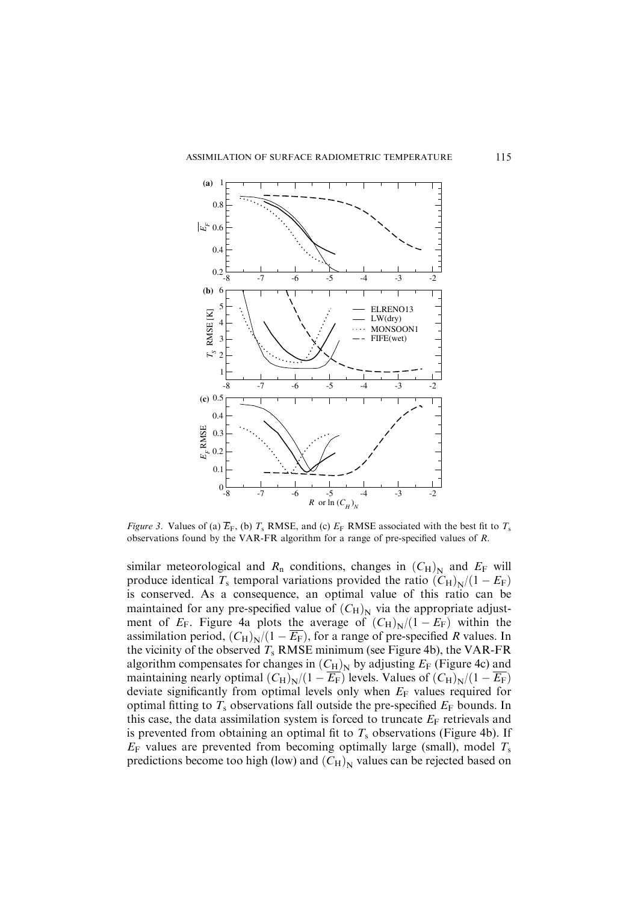*Figure 3.* Values of (a) $\overline{E_F}$, (b) $T_s$ RMSE, and (c) $E_F$ RMSE associated with the best fit to $T_s$ observations found by the VAR-FR algorithm for a range of pre-specified values of $R$.

similar meteorological and $R_n$ conditions, changes in $(C_H)_N$ and $E_F$ will produce identical $T_s$ temporal variations provided the ratio $(C_H)_N/(1 - E_F)$ is conserved. As a consequence, an optimal value of this ratio can be maintained for any pre-specified value of $(C_H)_N$ via the appropriate adjustment of $E_F$. Figure 4a plots the average of $(C_H)_N/(1 - E_F)$ within the assimilation period, $(C_H)_N/(1 - \overline{E_F})$, for a range of pre-specified $R$ values. In the vicinity of the observed $T_s$ RMSE minimum (see Figure 4b), the VAR-FR algorithm compensates for changes in $(C_H)_N$ by adjusting $E_F$ (Figure 4c) and maintaining nearly optimal $(C_H)_N/(1 - \overline{E_F})$ levels. Values of $(C_H)_N/(1 - \overline{E_F})$ deviate significantly from optimal levels only when $E_F$ values required for optimal fitting to $T_s$ observations fall outside the pre-specified $E_F$ bounds. In this case, the data assimilation system is forced to truncate $E_F$ retrievals and is prevented from obtaining an optimal fit to $T_s$ observations (Figure 4b). If $E_F$ values are prevented from becoming optimally large (small), model $T_s$ predictions become too high (low) and $(C_H)_N$ values can be rejected based on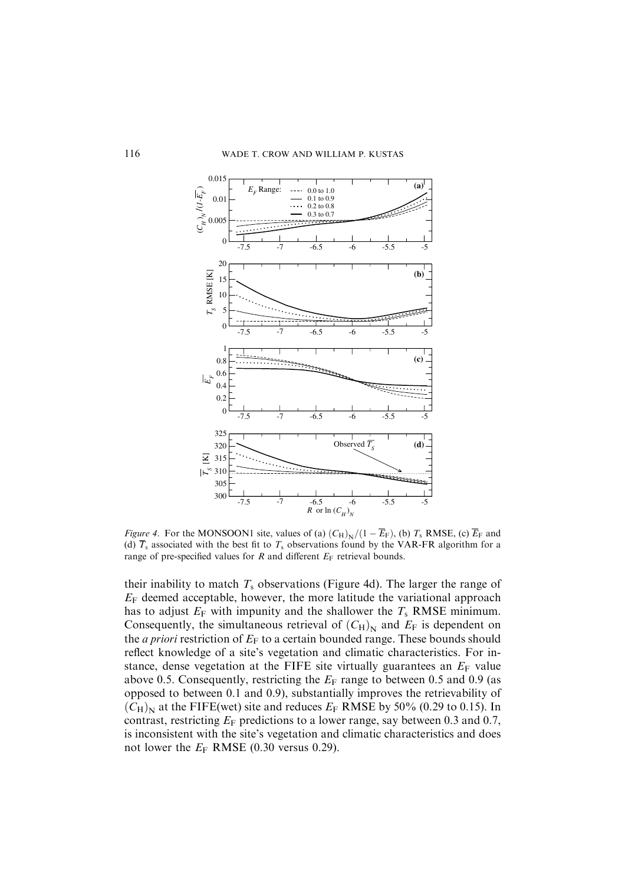*Figure 4*. For the MONSOON1 site, values of (a) $(C_H)_N/(1-\overline{E}_F)$, (b) $T_s$ RMSE, (c) $\overline{E}_F$ and (d) $\overline{T}_s$ associated with the best fit to $T_s$ observations found by the VAR-FR algorithm for a range of pre-specified values for $R$ and different $E_F$ retrieval bounds.

their inability to match $T_s$ observations (Figure 4d). The larger the range of $E_F$ deemed acceptable, however, the more latitude the variational approach has to adjust $E_F$ with impunity and the shallower the $T_s$ RMSE minimum. Consequently, the simultaneous retrieval of $(C_H)_N$ and $E_F$ is dependent on the *a priori* restriction of $E_F$ to a certain bounded range. These bounds should reflect knowledge of a site's vegetation and climatic characteristics. For instance, dense vegetation at the FIFE site virtually guarantees an $E_F$ value above 0.5. Consequently, restricting the $E_F$ range to between 0.5 and 0.9 (as opposed to between 0.1 and 0.9), substantially improves the retrievability of $(C_H)_N$ at the FIFE(wet) site and reduces $E_F$ RMSE by 50% (0.29 to 0.15). In contrast, restricting $E_F$ predictions to a lower range, say between 0.3 and 0.7, is inconsistent with the site's vegetation and climatic characteristics and does not lower the $E_F$ RMSE (0.30 versus 0.29).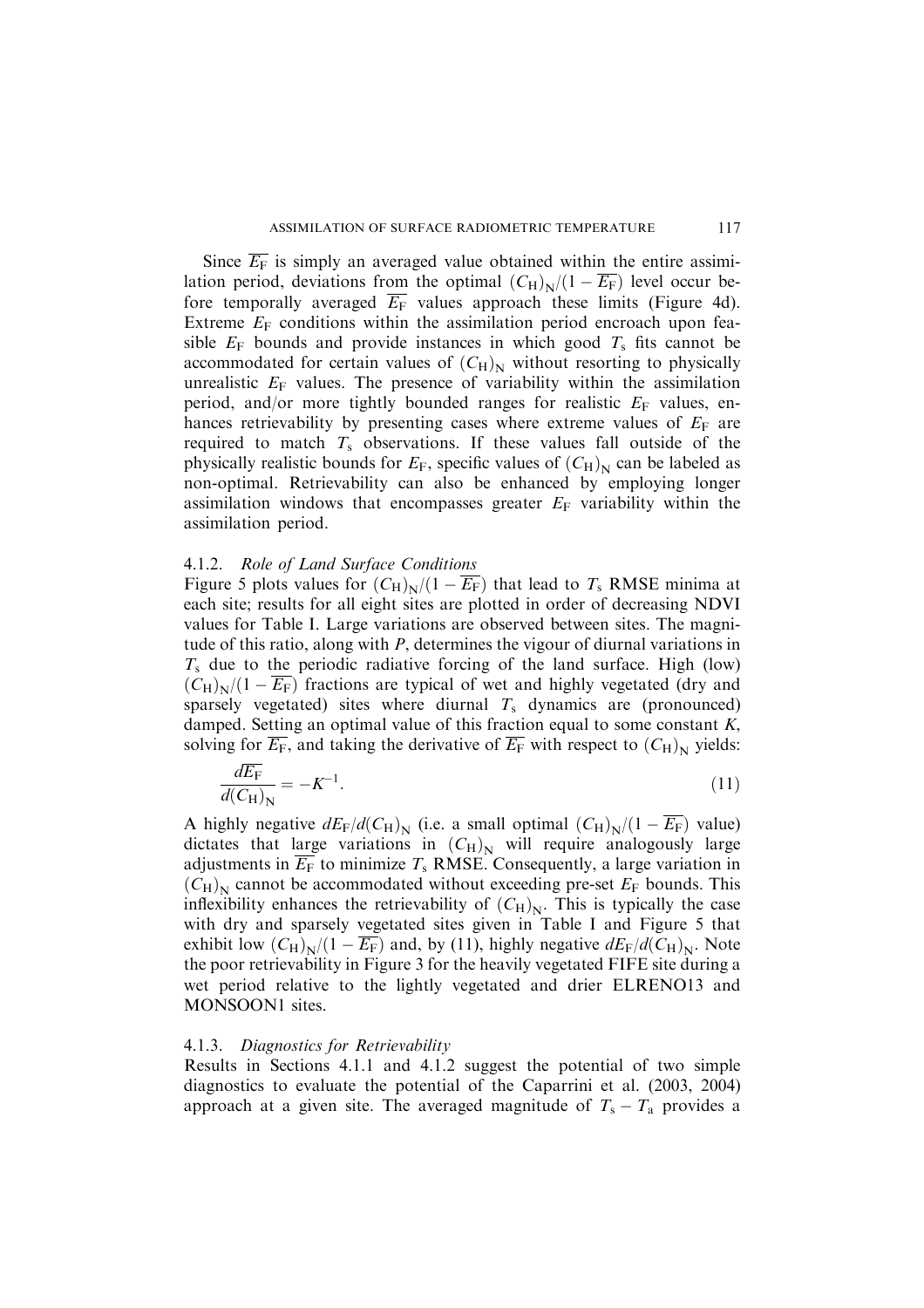Since $\overline{E_F}$ is simply an averaged value obtained within the entire assimilation period, deviations from the optimal $(C_H)_N/(1-\overline{E_F})$ level occur before temporally averaged $\overline{E_F}$ values approach these limits (Figure 4d). Extreme $E_F$ conditions within the assimilation period encroach upon feasible $E_F$ bounds and provide instances in which good $T_s$ fits cannot be accommodated for certain values of $(C_H)_N$ without resorting to physically unrealistic $E_F$ values. The presence of variability within the assimilation period, and/or more tightly bounded ranges for realistic $E_F$ values, enhances retrievability by presenting cases where extreme values of $E_F$ are required to match $T_s$ observations. If these values fall outside of the physically realistic bounds for $E_F$, specific values of $(C_H)_N$ can be labeled as non-optimal. Retrievability can also be enhanced by employing longer assimilation windows that encompasses greater $E_F$ variability within the assimilation period.

#### 4.1.2. *Role of Land Surface Conditions*

Figure 5 plots values for $(C_H)_N/(1-\overline{E_F})$ that lead to $T_s$ RMSE minima at each site; results for all eight sites are plotted in order of decreasing NDVI values for Table I. Large variations are observed between sites. The magnitude of this ratio, along with $P$, determines the vigour of diurnal variations in $T_s$ due to the periodic radiative forcing of the land surface. High (low) $(C_H)_N/(1-\overline{E_F})$ fractions are typical of wet and highly vegetated (dry and sparsely vegetated) sites where diurnal $T_s$ dynamics are (pronounced) damped. Setting an optimal value of this fraction equal to some constant $K$, solving for $\overline{E_F}$, and taking the derivative of $\overline{E_F}$ with respect to $(C_H)_N$ yields:

$$\frac{d\overline{E_F}}{d(C_H)_N} = -K^{-1}. \tag{11}$$

A highly negative $dE_F/d(C_H)_N$ (i.e. a small optimal $(C_H)_N/(1-\overline{E_F})$ value) dictates that large variations in $(C_H)_N$ will require analogously large adjustments in $\overline{E_F}$ to minimize $T_s$ RMSE. Consequently, a large variation in $(C_H)_N$ cannot be accommodated without exceeding pre-set $E_F$ bounds. This inflexibility enhances the retrievability of $(C_H)_N$. This is typically the case with dry and sparsely vegetated sites given in Table I and Figure 5 that exhibit low $(C_H)_N/(1-\overline{E_F})$ and, by (11), highly negative $dE_F/d(C_H)_N$. Note the poor retrievability in Figure 3 for the heavily vegetated FIFE site during a wet period relative to the lightly vegetated and drier ELRENO13 and MONSOON1 sites.

#### 4.1.3. *Diagnostics for Retrievability*

Results in Sections 4.1.1 and 4.1.2 suggest the potential of two simple diagnostics to evaluate the potential of the Caparrini et al. (2003, 2004) approach at a given site. The averaged magnitude of $T_s - T_a$ provides a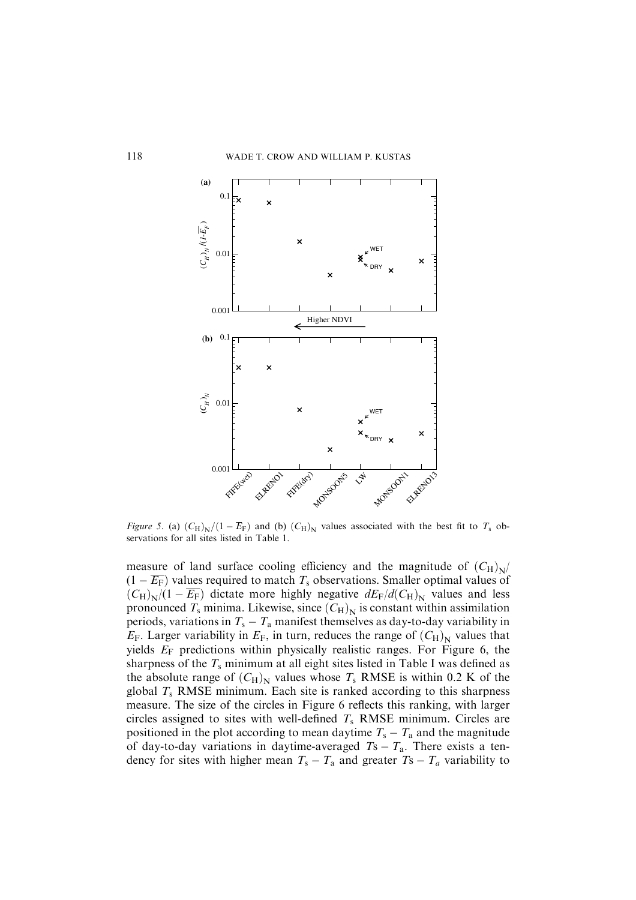*Figure 5.* (a) $(C_H)_N/(1-\overline{E}_F)$ and (b) $(C_H)_N$ values associated with the best fit to $T_s$ observations for all sites listed in Table 1.

measure of land surface cooling efficiency and the magnitude of $(C_H)_N/(1-\overline{E_F})$ values required to match $T_s$ observations. Smaller optimal values of $(C_H)_N/(1-\overline{E_F})$ dictate more highly negative $dE_F/d(C_H)_N$ values and less pronounced $T_s$ minima. Likewise, since $(C_H)_N$ is constant within assimilation periods, variations in $T_s - T_a$ manifest themselves as day-to-day variability in $E_F$. Larger variability in $E_F$, in turn, reduces the range of $(C_H)_N$ values that yields $E_F$ predictions within physically realistic ranges. For Figure 6, the sharpness of the $T_s$ minimum at all eight sites listed in Table I was defined as the absolute range of $(C_H)_N$ values whose $T_s$ RMSE is within 0.2 K of the global $T_s$ RMSE minimum. Each site is ranked according to this sharpness measure. The size of the circles in Figure 6 reflects this ranking, with larger circles assigned to sites with well-defined $T_s$ RMSE minimum. Circles are positioned in the plot according to mean daytime $T_s - T_a$ and the magnitude of day-to-day variations in daytime-averaged $Ts - T_a$. There exists a tendency for sites with higher mean $T_s - T_a$ and greater $Ts - T_a$ variability to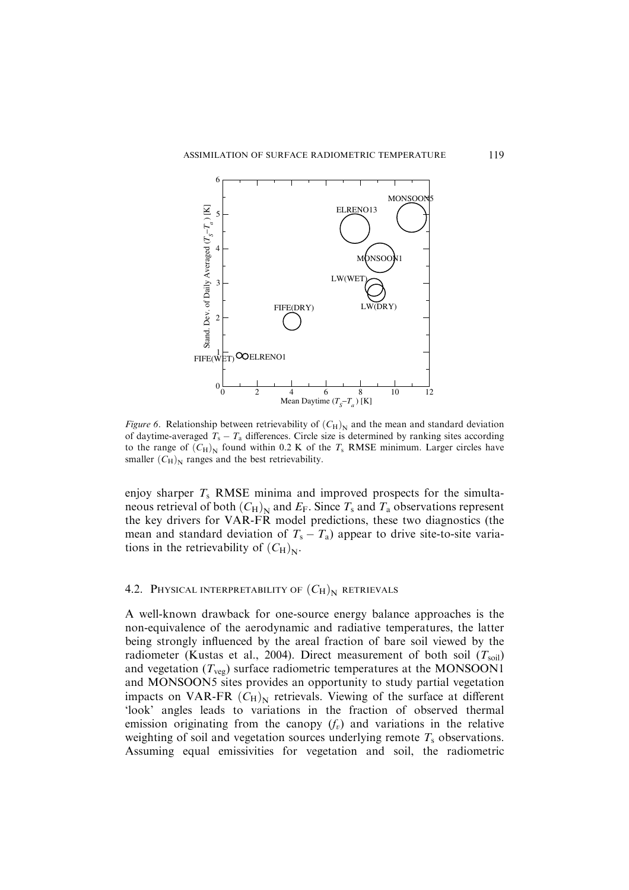*Figure 6*. Relationship between retrievability of $(C_H)_N$ and the mean and standard deviation of daytime-averaged $T_s - T_a$ differences. Circle size is determined by ranking sites according to the range of $(C_H)_N$ found within 0.2 K of the $T_s$ RMSE minimum. Larger circles have smaller $(C_H)_N$ ranges and the best retrievability.

enjoy sharper $T_s$ RMSE minima and improved prospects for the simultaneous retrieval of both $(C_H)_N$ and $E_F$. Since $T_s$ and $T_a$ observations represent the key drivers for VAR-FR model predictions, these two diagnostics (the mean and standard deviation of $T_s - T_a$) appear to drive site-to-site variations in the retrievability of $(C_H)_N$.

### 4.2. Physical interpretability of $(C_H)_N$ retrievals

A well-known drawback for one-source energy balance approaches is the non-equivalence of the aerodynamic and radiative temperatures, the latter being strongly influenced by the areal fraction of bare soil viewed by the radiometer (Kustas et al., 2004). Direct measurement of both soil ($T_{soil}$) and vegetation ($T_{veg}$) surface radiometric temperatures at the MONSOON1 and MONSOON5 sites provides an opportunity to study partial vegetation impacts on VAR-FR $(C_H)_N$ retrievals. Viewing of the surface at different 'look' angles leads to variations in the fraction of observed thermal emission originating from the canopy ($f_v$) and variations in the relative weighting of soil and vegetation sources underlying remote $T_s$ observations. Assuming equal emissivities for vegetation and soil, the radiometric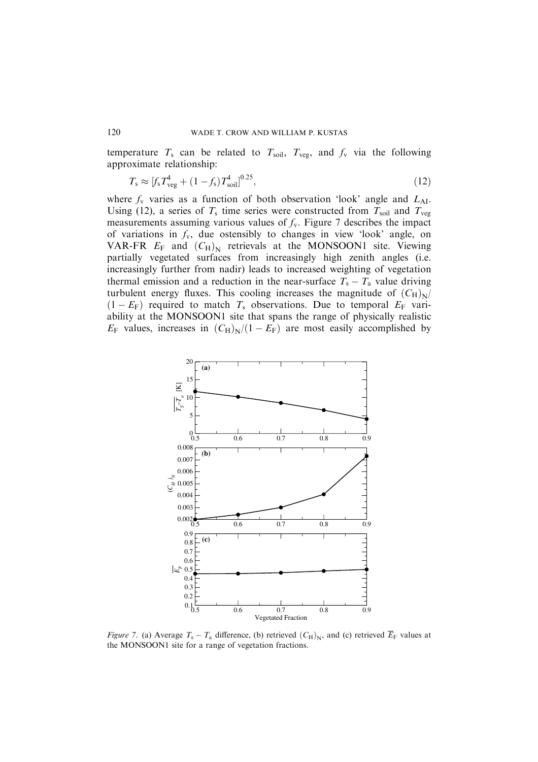temperature $T_s$ can be related to $T_{soil}$, $T_{veg}$, and $f_v$ via the following approximate relationship:

$$T_s \approx [f_s T_{veg}^4 + (1 - f_s) T_{soil}^4]^{0.25}, \tag{12}$$

where $f_v$ varies as a function of both observation 'look' angle and $L_{AI}$. Using (12), a series of $T_s$ time series were constructed from $T_{soil}$ and $T_{veg}$ measurements assuming various values of $f_v$. Figure 7 describes the impact of variations in $f_v$, due ostensibly to changes in view 'look' angle, on VAR-FR $E_F$ and $(C_H)_N$ retrievals at the MONSOON1 site. Viewing partially vegetated surfaces from increasingly high zenith angles (i.e. increasingly further from nadir) leads to increased weighting of vegetation thermal emission and a reduction in the near-surface $T_s - T_a$ value driving turbulent energy fluxes. This cooling increases the magnitude of $(C_H)_N/(1 - E_F)$ required to match $T_s$ observations. Due to temporal $E_F$ variability at the MONSOON1 site that spans the range of physically realistic $E_F$ values, increases in $(C_H)_N/(1 - E_F)$ are most easily accomplished by

*Figure 7*. (a) Average $T_s - T_a$ difference, (b) retrieved $(C_H)_N$, and (c) retrieved $\overline{E}_F$ values at the MONSOON1 site for a range of vegetation fractions.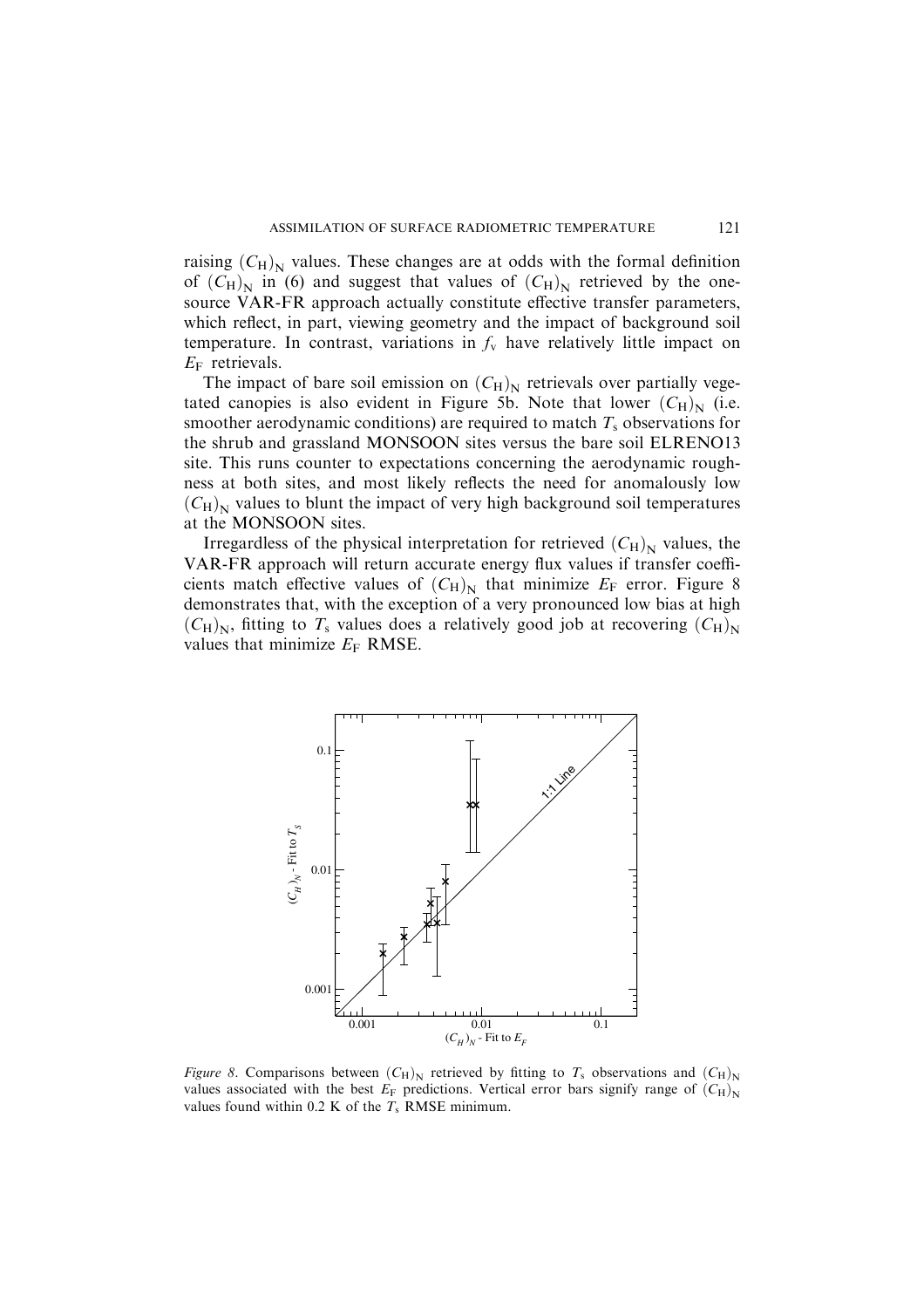raising $(C_H)_N$ values. These changes are at odds with the formal definition of $(C_H)_N$ in (6) and suggest that values of $(C_H)_N$ retrieved by the one-source VAR-FR approach actually constitute effective transfer parameters, which reflect, in part, viewing geometry and the impact of background soil temperature. In contrast, variations in $f_v$ have relatively little impact on $E_F$ retrievals.

The impact of bare soil emission on $(C_H)_N$ retrievals over partially vegetated canopies is also evident in Figure 5b. Note that lower $(C_H)_N$ (i.e. smoother aerodynamic conditions) are required to match $T_s$ observations for the shrub and grassland MONSOON sites versus the bare soil ELRENO13 site. This runs counter to expectations concerning the aerodynamic roughness at both sites, and most likely reflects the need for anomalously low $(C_H)_N$ values to blunt the impact of very high background soil temperatures at the MONSOON sites.

Irregardless of the physical interpretation for retrieved $(C_H)_N$ values, the VAR-FR approach will return accurate energy flux values if transfer coefficients match effective values of $(C_H)_N$ that minimize $E_F$ error. Figure 8 demonstrates that, with the exception of a very pronounced low bias at high $(C_H)_N$, fitting to $T_s$ values does a relatively good job at recovering $(C_H)_N$ values that minimize $E_F$ RMSE.

*Figure 8.* Comparisons between $(C_H)_N$ retrieved by fitting to $T_s$ observations and $(C_H)_N$ values associated with the best $E_F$ predictions. Vertical error bars signify range of $(C_H)_N$ values found within 0.2 K of the $T_s$ RMSE minimum.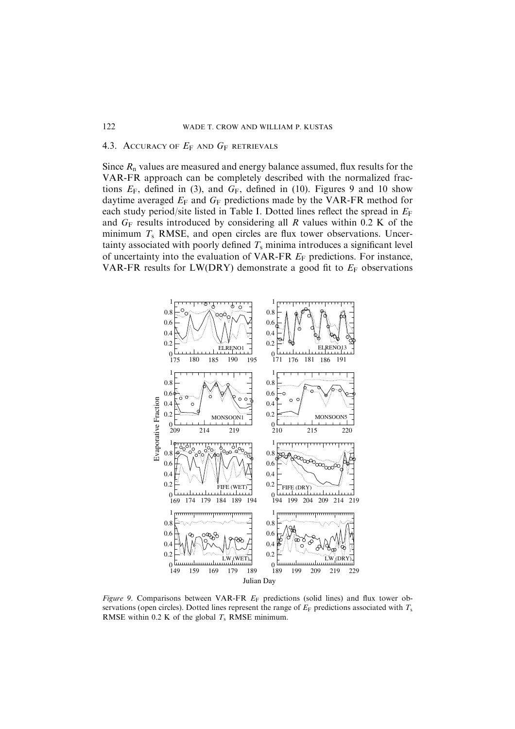### 4.3. Accuracy of $E_F$ and $G_F$ retrievals

Since $R_n$ values are measured and energy balance assumed, flux results for the VAR-FR approach can be completely described with the normalized fractions $E_F$, defined in (3), and $G_F$, defined in (10). Figures 9 and 10 show daytime averaged $E_F$ and $G_F$ predictions made by the VAR-FR method for each study period/site listed in Table I. Dotted lines reflect the spread in $E_F$ and $G_F$ results introduced by considering all $R$ values within 0.2 K of the minimum $T_s$ RMSE, and open circles are flux tower observations. Uncertainty associated with poorly defined $T_s$ minima introduces a significant level of uncertainty into the evaluation of VAR-FR $E_F$ predictions. For instance, VAR-FR results for LW(DRY) demonstrate a good fit to $E_F$ observations

*Figure 9.* Comparisons between VAR-FR $E_F$ predictions (solid lines) and flux tower observations (open circles). Dotted lines represent the range of $E_F$ predictions associated with $T_s$ RMSE within 0.2 K of the global $T_s$ RMSE minimum.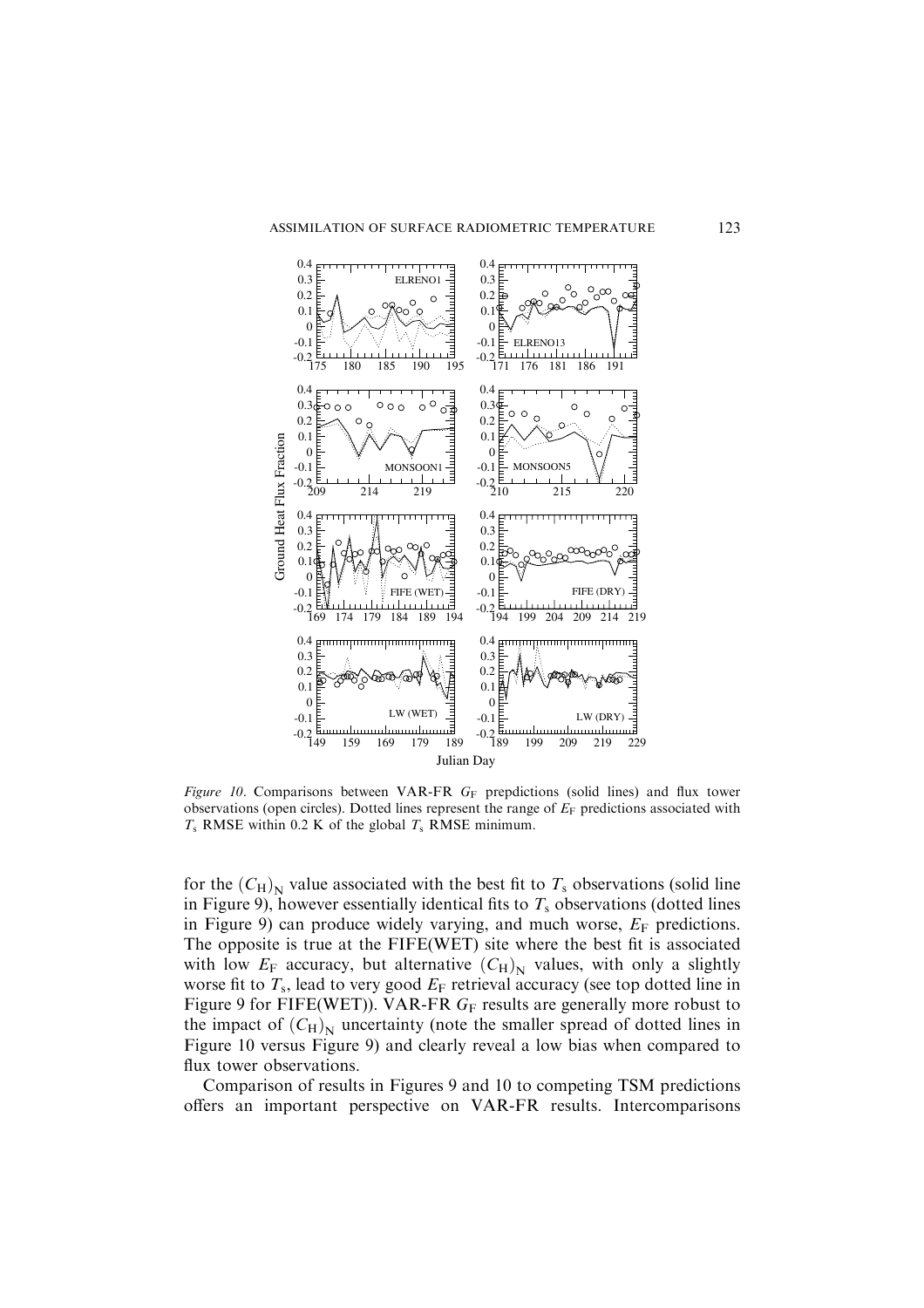*Figure 10*. Comparisons between VAR-FR $G_F$ prepdictions (solid lines) and flux tower observations (open circles). Dotted lines represent the range of $E_F$ predictions associated with $T_s$ RMSE within 0.2 K of the global $T_s$ RMSE minimum.

for the $(C_H)_N$ value associated with the best fit to $T_s$ observations (solid line in Figure 9), however essentially identical fits to $T_s$ observations (dotted lines in Figure 9) can produce widely varying, and much worse, $E_F$ predictions. The opposite is true at the FIFE(WET) site where the best fit is associated with low $E_F$ accuracy, but alternative $(C_H)_N$ values, with only a slightly worse fit to $T_s$, lead to very good $E_F$ retrieval accuracy (see top dotted line in Figure 9 for FIFE(WET)). VAR-FR $G_F$ results are generally more robust to the impact of $(C_H)_N$ uncertainty (note the smaller spread of dotted lines in Figure 10 versus Figure 9) and clearly reveal a low bias when compared to flux tower observations.

Comparison of results in Figures 9 and 10 to competing TSM predictions offers an important perspective on VAR-FR results. Intercomparisons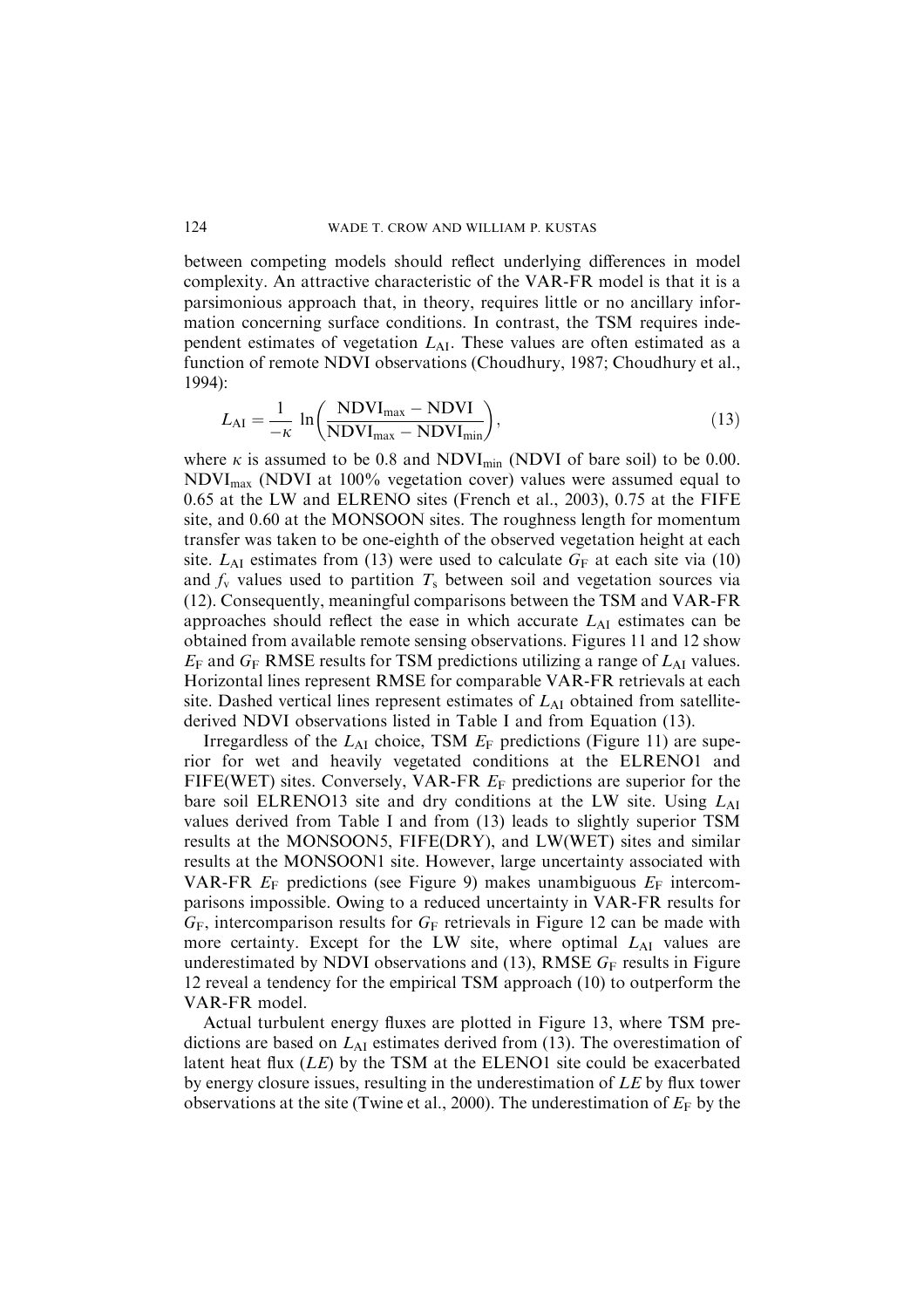between competing models should reflect underlying differences in model complexity. An attractive characteristic of the VAR-FR model is that it is a parsimonious approach that, in theory, requires little or no ancillary information concerning surface conditions. In contrast, the TSM requires independent estimates of vegetation $L_{AI}$. These values are often estimated as a function of remote NDVI observations (Choudhury, 1987; Choudhury et al., 1994):

$$L_{AI} = \frac{1}{-\kappa} \ln\left(\frac{\text{NDVI}_{\text{max}} - \text{NDVI}}{\text{NDVI}_{\text{max}} - \text{NDVI}_{\text{min}}}\right), \tag{13}$$

where $\kappa$ is assumed to be 0.8 and $\text{NDVI}_{\text{min}}$ (NDVI of bare soil) to be 0.00. $\text{NDVI}_{\text{max}}$ (NDVI at 100% vegetation cover) values were assumed equal to 0.65 at the LW and ELRENO sites (French et al., 2003), 0.75 at the FIFE site, and 0.60 at the MONSOON sites. The roughness length for momentum transfer was taken to be one-eighth of the observed vegetation height at each site. $L_{AI}$ estimates from (13) were used to calculate $G_F$ at each site via (10) and $f_v$ values used to partition $T_s$ between soil and vegetation sources via (12). Consequently, meaningful comparisons between the TSM and VAR-FR approaches should reflect the ease in which accurate $L_{AI}$ estimates can be obtained from available remote sensing observations. Figures 11 and 12 show $E_F$ and $G_F$ RMSE results for TSM predictions utilizing a range of $L_{AI}$ values. Horizontal lines represent RMSE for comparable VAR-FR retrievals at each site. Dashed vertical lines represent estimates of $L_{AI}$ obtained from satellite-derived NDVI observations listed in Table I and from Equation (13).

Irregardless of the $L_{AI}$ choice, TSM $E_F$ predictions (Figure 11) are superior for wet and heavily vegetated conditions at the ELRENO1 and FIFE(WET) sites. Conversely, VAR-FR $E_F$ predictions are superior for the bare soil ELRENO13 site and dry conditions at the LW site. Using $L_{AI}$ values derived from Table I and from (13) leads to slightly superior TSM results at the MONSOON5, FIFE(DRY), and LW(WET) sites and similar results at the MONSOON1 site. However, large uncertainty associated with VAR-FR $E_F$ predictions (see Figure 9) makes unambiguous $E_F$ intercomparisons impossible. Owing to a reduced uncertainty in VAR-FR results for $G_F$, intercomparison results for $G_F$ retrievals in Figure 12 can be made with more certainty. Except for the LW site, where optimal $L_{AI}$ values are underestimated by NDVI observations and (13), RMSE $G_F$ results in Figure 12 reveal a tendency for the empirical TSM approach (10) to outperform the VAR-FR model.

Actual turbulent energy fluxes are plotted in Figure 13, where TSM predictions are based on $L_{AI}$ estimates derived from (13). The overestimation of latent heat flux ($LE$) by the TSM at the ELENO1 site could be exacerbated by energy closure issues, resulting in the underestimation of $LE$ by flux tower observations at the site (Twine et al., 2000). The underestimation of $E_F$ by the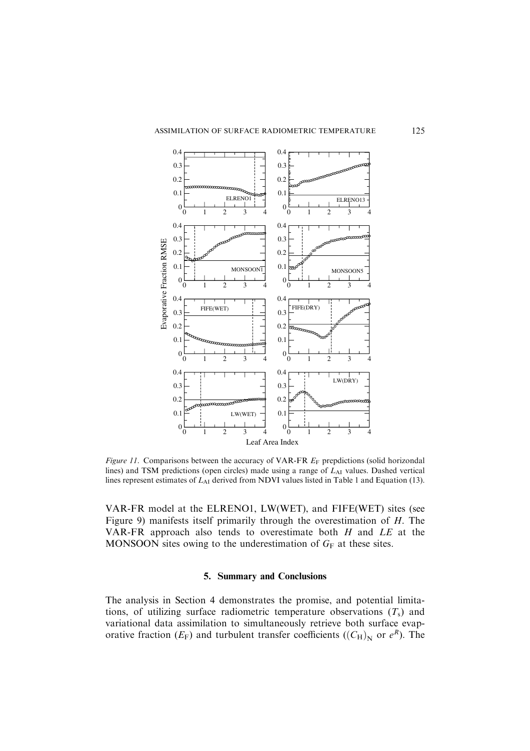*Figure 11*. Comparisons between the accuracy of VAR-FR $E_F$ prepdictions (solid horizondal lines) and TSM predictions (open circles) made using a range of $L_{AI}$ values. Dashed vertical lines represent estimates of $L_{AI}$ derived from NDVI values listed in Table 1 and Equation (13).

VAR-FR model at the ELRENO1, LW(WET), and FIFE(WET) sites (see Figure 9) manifests itself primarily through the overestimation of $H$. The VAR-FR approach also tends to overestimate both $H$ and $LE$ at the MONSOON sites owing to the underestimation of $G_F$ at these sites.

## 5. Summary and Conclusions

The analysis in Section 4 demonstrates the promise, and potential limitations, of utilizing surface radiometric temperature observations ($T_s$) and variational data assimilation to simultaneously retrieve both surface evaporative fraction ($E_F$) and turbulent transfer coefficients ($(C_H)_N$ or $e^R$). The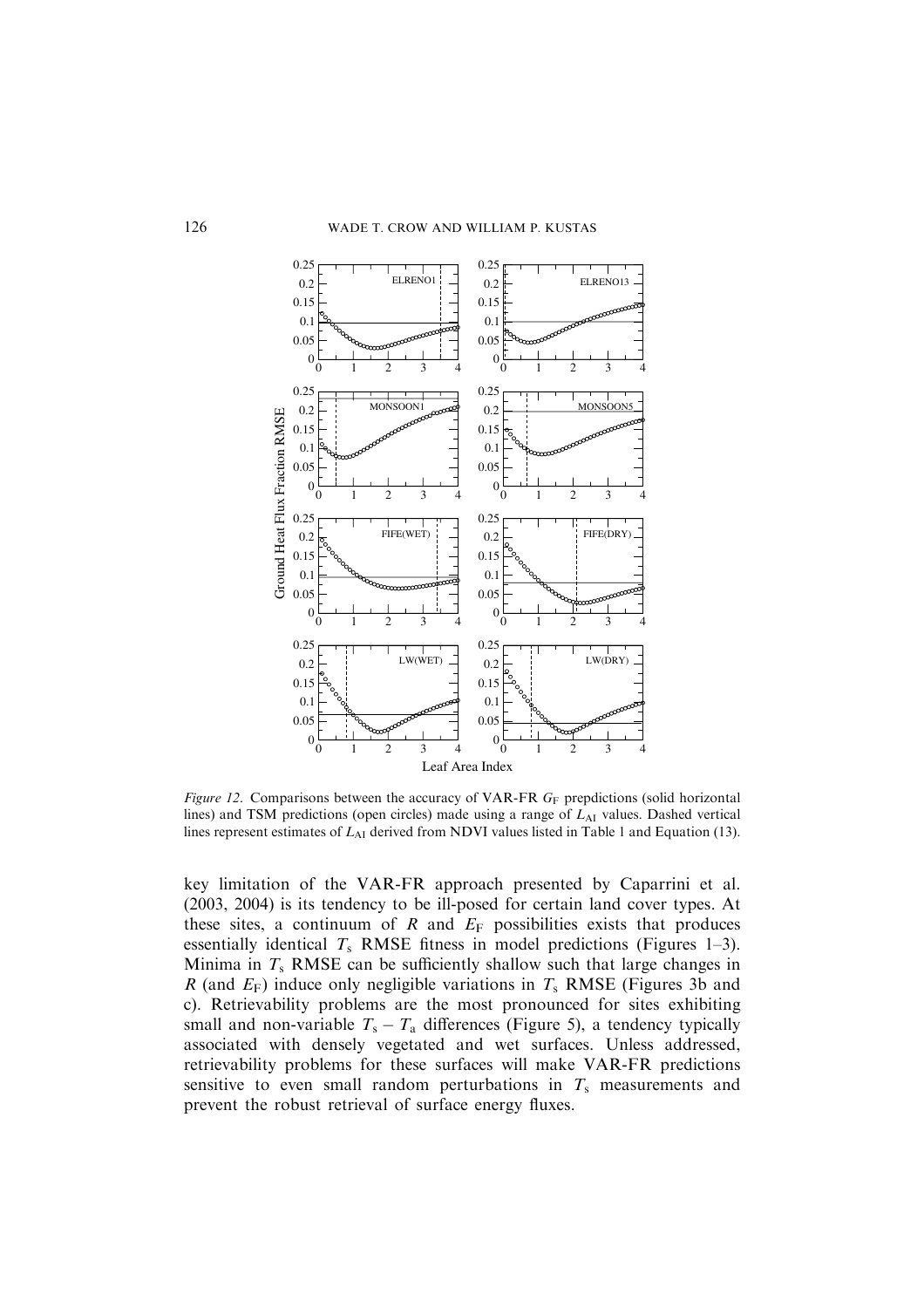*Figure 12*. Comparisons between the accuracy of VAR-FR $G_F$ prepdictions (solid horizontal lines) and TSM predictions (open circles) made using a range of $L_{AI}$ values. Dashed vertical lines represent estimates of $L_{AI}$ derived from NDVI values listed in Table 1 and Equation (13).

key limitation of the VAR-FR approach presented by Caparrini et al. (2003, 2004) is its tendency to be ill-posed for certain land cover types. At these sites, a continuum of $R$ and $E_F$ possibilities exists that produces essentially identical $T_s$ RMSE fitness in model predictions (Figures 1–3). Minima in $T_s$ RMSE can be sufficiently shallow such that large changes in $R$ (and $E_F$) induce only negligible variations in $T_s$ RMSE (Figures 3b and c). Retrievability problems are the most pronounced for sites exhibiting small and non-variable $T_s - T_a$ differences (Figure 5), a tendency typically associated with densely vegetated and wet surfaces. Unless addressed, retrievability problems for these surfaces will make VAR-FR predictions sensitive to even small random perturbations in $T_s$ measurements and prevent the robust retrieval of surface energy fluxes.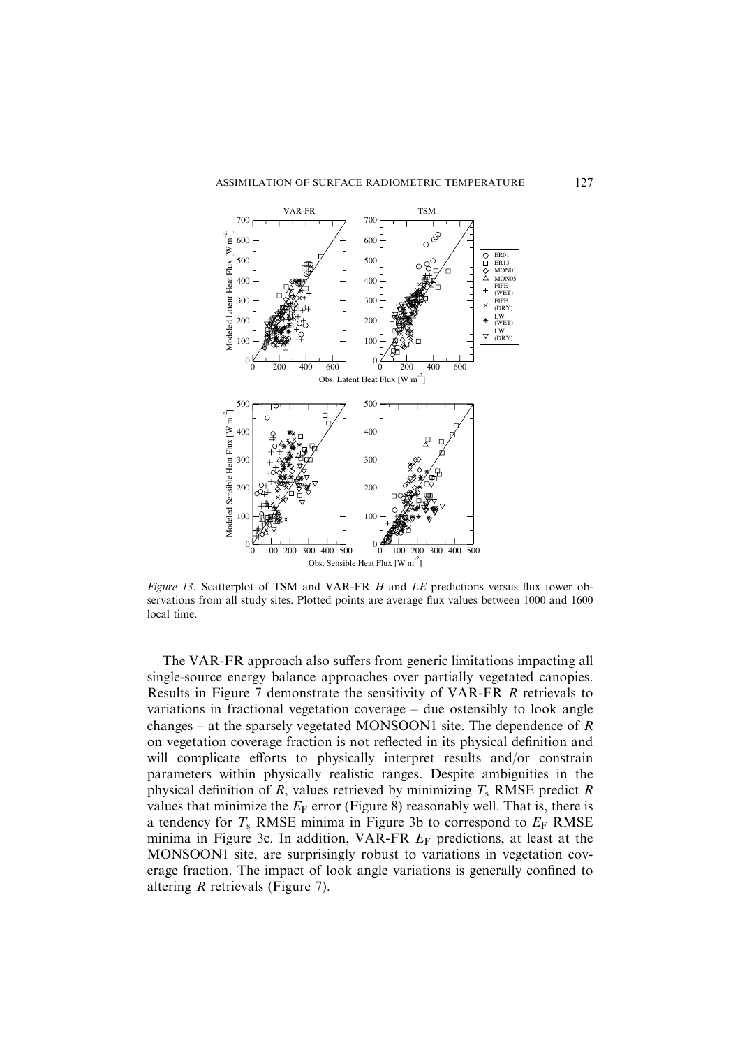*Figure 13*. Scatterplot of TSM and VAR-FR $H$ and $LE$ predictions versus flux tower observations from all study sites. Plotted points are average flux values between 1000 and 1600 local time.

The VAR-FR approach also suffers from generic limitations impacting all single-source energy balance approaches over partially vegetated canopies. Results in Figure 7 demonstrate the sensitivity of VAR-FR $R$ retrievals to variations in fractional vegetation coverage – due ostensibly to look angle changes – at the sparsely vegetated MONSOON1 site. The dependence of $R$ on vegetation coverage fraction is not reflected in its physical definition and will complicate efforts to physically interpret results and/or constrain parameters within physically realistic ranges. Despite ambiguities in the physical definition of $R$, values retrieved by minimizing $T_s$ RMSE predict $R$ values that minimize the $E_F$ error (Figure 8) reasonably well. That is, there is a tendency for $T_s$ RMSE minima in Figure 3b to correspond to $E_F$ RMSE minima in Figure 3c. In addition, VAR-FR $E_F$ predictions, at least at the MONSOON1 site, are surprisingly robust to variations in vegetation coverage fraction. The impact of look angle variations is generally confined to altering $R$ retrievals (Figure 7).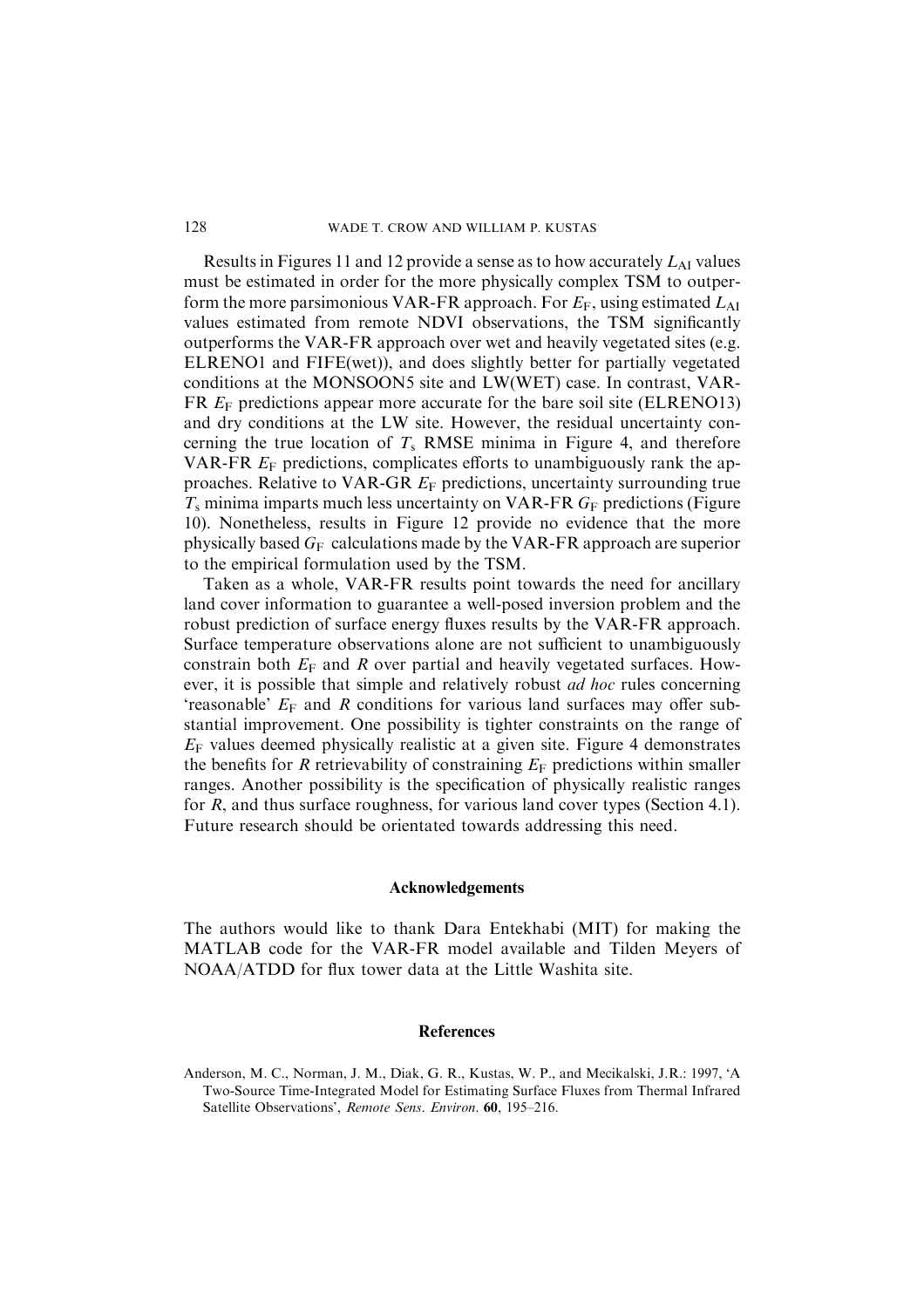Results in Figures 11 and 12 provide a sense as to how accurately $L_{AI}$ values must be estimated in order for the more physically complex TSM to outperform the more parsimonious VAR-FR approach. For $E_F$, using estimated $L_{AI}$ values estimated from remote NDVI observations, the TSM significantly outperforms the VAR-FR approach over wet and heavily vegetated sites (e.g. ELRENO1 and FIFE(wet)), and does slightly better for partially vegetated conditions at the MONSOON5 site and LW(WET) case. In contrast, VAR-FR $E_F$ predictions appear more accurate for the bare soil site (ELRENO13) and dry conditions at the LW site. However, the residual uncertainty concerning the true location of $T_s$ RMSE minima in Figure 4, and therefore VAR-FR $E_F$ predictions, complicates efforts to unambiguously rank the approaches. Relative to VAR-GR $E_F$ predictions, uncertainty surrounding true $T_s$ minima imparts much less uncertainty on VAR-FR $G_F$ predictions (Figure 10). Nonetheless, results in Figure 12 provide no evidence that the more physically based $G_F$ calculations made by the VAR-FR approach are superior to the empirical formulation used by the TSM.

Taken as a whole, VAR-FR results point towards the need for ancillary land cover information to guarantee a well-posed inversion problem and the robust prediction of surface energy fluxes results by the VAR-FR approach. Surface temperature observations alone are not sufficient to unambiguously constrain both $E_F$ and $R$ over partial and heavily vegetated surfaces. However, it is possible that simple and relatively robust *ad hoc* rules concerning 'reasonable' $E_F$ and $R$ conditions for various land surfaces may offer substantial improvement. One possibility is tighter constraints on the range of $E_F$ values deemed physically realistic at a given site. Figure 4 demonstrates the benefits for $R$ retrievability of constraining $E_F$ predictions within smaller ranges. Another possibility is the specification of physically realistic ranges for $R$, and thus surface roughness, for various land cover types (Section 4.1). Future research should be orientated towards addressing this need.

## Acknowledgements

The authors would like to thank Dara Entekhabi (MIT) for making the MATLAB code for the VAR-FR model available and Tilden Meyers of NOAA/ATDD for flux tower data at the Little Washita site.

## References

Anderson, M. C., Norman, J. M., Diak, G. R., Kustas, W. P., and Mecikalski, J.R.: 1997, 'A Two-Source Time-Integrated Model for Estimating Surface Fluxes from Thermal Infrared Satellite Observations', *Remote Sens. Environ.* **60**, 195–216.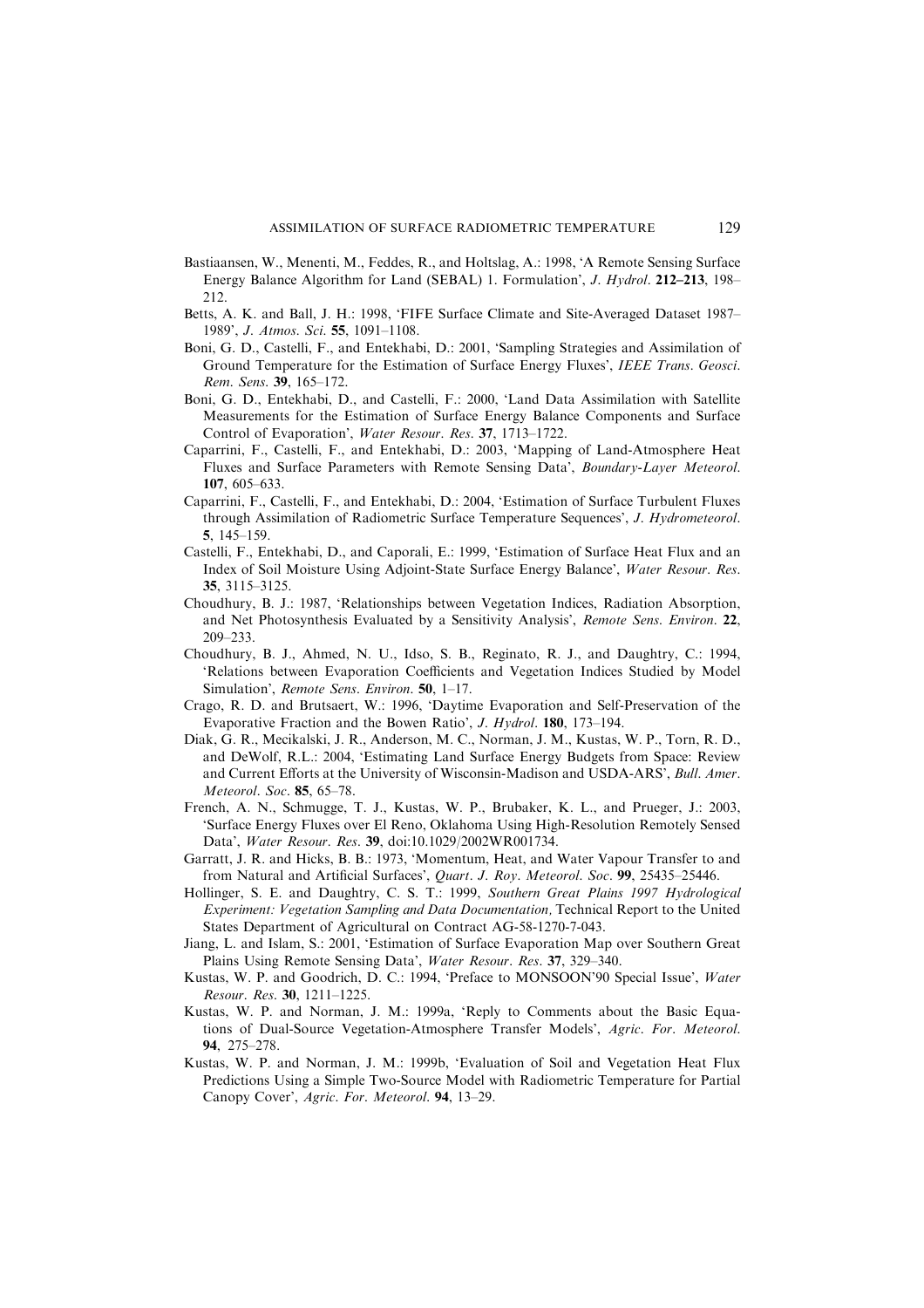Bastiaansen, W., Menenti, M., Feddes, R., and Holtslag, A.: 1998, 'A Remote Sensing Surface Energy Balance Algorithm for Land (SEBAL) 1. Formulation', *J. Hydrol*. **212–213**, 198–212.

Betts, A. K. and Ball, J. H.: 1998, 'FIFE Surface Climate and Site-Averaged Dataset 1987–1989', *J. Atmos. Sci*. **55**, 1091–1108.

Boni, G. D., Castelli, F., and Entekhabi, D.: 2001, 'Sampling Strategies and Assimilation of Ground Temperature for the Estimation of Surface Energy Fluxes', *IEEE Trans. Geosci. Rem. Sens*. **39**, 165–172.

Boni, G. D., Entekhabi, D., and Castelli, F.: 2000, 'Land Data Assimilation with Satellite Measurements for the Estimation of Surface Energy Balance Components and Surface Control of Evaporation', *Water Resour. Res*. **37**, 1713–1722.

Caparrini, F., Castelli, F., and Entekhabi, D.: 2003, 'Mapping of Land-Atmosphere Heat Fluxes and Surface Parameters with Remote Sensing Data', *Boundary-Layer Meteorol*. **107**, 605–633.

Caparrini, F., Castelli, F., and Entekhabi, D.: 2004, 'Estimation of Surface Turbulent Fluxes through Assimilation of Radiometric Surface Temperature Sequences', *J. Hydrometeorol*. **5**, 145–159.

Castelli, F., Entekhabi, D., and Caporali, E.: 1999, 'Estimation of Surface Heat Flux and an Index of Soil Moisture Using Adjoint-State Surface Energy Balance', *Water Resour. Res*. **35**, 3115–3125.

Choudhury, B. J.: 1987, 'Relationships between Vegetation Indices, Radiation Absorption, and Net Photosynthesis Evaluated by a Sensitivity Analysis', *Remote Sens. Environ*. **22**, 209–233.

Choudhury, B. J., Ahmed, N. U., Idso, S. B., Reginato, R. J., and Daughtry, C.: 1994, 'Relations between Evaporation Coefficients and Vegetation Indices Studied by Model Simulation', *Remote Sens. Environ*. **50**, 1–17.

Crago, R. D. and Brutsaert, W.: 1996, 'Daytime Evaporation and Self-Preservation of the Evaporative Fraction and the Bowen Ratio', *J. Hydrol*. **180**, 173–194.

Diak, G. R., Mecikalski, J. R., Anderson, M. C., Norman, J. M., Kustas, W. P., Torn, R. D., and DeWolf, R.L.: 2004, 'Estimating Land Surface Energy Budgets from Space: Review and Current Efforts at the University of Wisconsin-Madison and USDA-ARS', *Bull. Amer. Meteorol. Soc*. **85**, 65–78.

French, A. N., Schmugge, T. J., Kustas, W. P., Brubaker, K. L., and Prueger, J.: 2003, 'Surface Energy Fluxes over El Reno, Oklahoma Using High-Resolution Remotely Sensed Data', *Water Resour. Res*. **39**, doi:10.1029/2002WR001734.

Garratt, J. R. and Hicks, B. B.: 1973, 'Momentum, Heat, and Water Vapour Transfer to and from Natural and Artificial Surfaces', *Quart. J. Roy. Meteorol. Soc*. **99**, 25435–25446.

Hollinger, S. E. and Daughtry, C. S. T.: 1999, *Southern Great Plains 1997 Hydrological Experiment: Vegetation Sampling and Data Documentation,* Technical Report to the United States Department of Agricultural on Contract AG-58-1270-7-043.

Jiang, L. and Islam, S.: 2001, 'Estimation of Surface Evaporation Map over Southern Great Plains Using Remote Sensing Data', *Water Resour. Res*. **37**, 329–340.

Kustas, W. P. and Goodrich, D. C.: 1994, 'Preface to MONSOON'90 Special Issue', *Water Resour. Res*. **30**, 1211–1225.

Kustas, W. P. and Norman, J. M.: 1999a, 'Reply to Comments about the Basic Equations of Dual-Source Vegetation-Atmosphere Transfer Models', *Agric. For. Meteorol*. **94**, 275–278.

Kustas, W. P. and Norman, J. M.: 1999b, 'Evaluation of Soil and Vegetation Heat Flux Predictions Using a Simple Two-Source Model with Radiometric Temperature for Partial Canopy Cover', *Agric. For. Meteorol*. **94**, 13–29.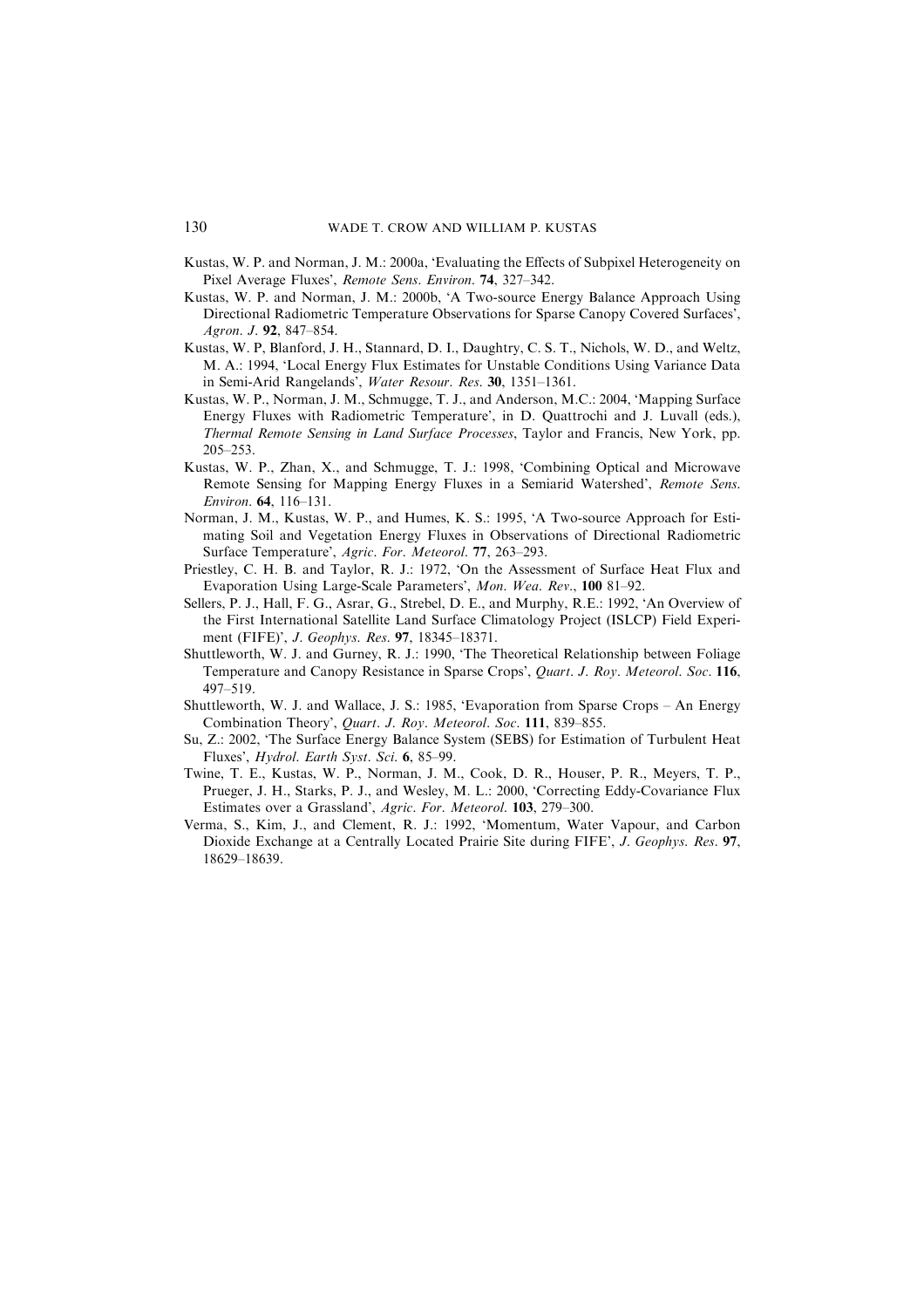Kustas, W. P. and Norman, J. M.: 2000a, 'Evaluating the Effects of Subpixel Heterogeneity on Pixel Average Fluxes', *Remote Sens. Environ.* **74**, 327–342.

Kustas, W. P. and Norman, J. M.: 2000b, 'A Two-source Energy Balance Approach Using Directional Radiometric Temperature Observations for Sparse Canopy Covered Surfaces', *Agron. J.* **92**, 847–854.

Kustas, W. P, Blanford, J. H., Stannard, D. I., Daughtry, C. S. T., Nichols, W. D., and Weltz, M. A.: 1994, 'Local Energy Flux Estimates for Unstable Conditions Using Variance Data in Semi-Arid Rangelands', *Water Resour. Res.* **30**, 1351–1361.

Kustas, W. P., Norman, J. M., Schmugge, T. J., and Anderson, M.C.: 2004, 'Mapping Surface Energy Fluxes with Radiometric Temperature', in D. Quattrochi and J. Luvall (eds.), *Thermal Remote Sensing in Land Surface Processes*, Taylor and Francis, New York, pp. 205–253.

Kustas, W. P., Zhan, X., and Schmugge, T. J.: 1998, 'Combining Optical and Microwave Remote Sensing for Mapping Energy Fluxes in a Semiarid Watershed', *Remote Sens. Environ.* **64**, 116–131.

Norman, J. M., Kustas, W. P., and Humes, K. S.: 1995, 'A Two-source Approach for Estimating Soil and Vegetation Energy Fluxes in Observations of Directional Radiometric Surface Temperature', *Agric. For. Meteorol.* **77**, 263–293.

Priestley, C. H. B. and Taylor, R. J.: 1972, 'On the Assessment of Surface Heat Flux and Evaporation Using Large-Scale Parameters', *Mon. Wea. Rev.*, **100** 81–92.

Sellers, P. J., Hall, F. G., Asrar, G., Strebel, D. E., and Murphy, R.E.: 1992, 'An Overview of the First International Satellite Land Surface Climatology Project (ISLCP) Field Experiment (FIFE)', *J. Geophys. Res.* **97**, 18345–18371.

Shuttleworth, W. J. and Gurney, R. J.: 1990, 'The Theoretical Relationship between Foliage Temperature and Canopy Resistance in Sparse Crops', *Quart. J. Roy. Meteorol. Soc.* **116**, 497–519.

Shuttleworth, W. J. and Wallace, J. S.: 1985, 'Evaporation from Sparse Crops – An Energy Combination Theory', *Quart. J. Roy. Meteorol. Soc.* **111**, 839–855.

Su, Z.: 2002, 'The Surface Energy Balance System (SEBS) for Estimation of Turbulent Heat Fluxes', *Hydrol. Earth Syst. Sci.* **6**, 85–99.

Twine, T. E., Kustas, W. P., Norman, J. M., Cook, D. R., Houser, P. R., Meyers, T. P., Prueger, J. H., Starks, P. J., and Wesley, M. L.: 2000, 'Correcting Eddy-Covariance Flux Estimates over a Grassland', *Agric. For. Meteorol.* **103**, 279–300.

Verma, S., Kim, J., and Clement, R. J.: 1992, 'Momentum, Water Vapour, and Carbon Dioxide Exchange at a Centrally Located Prairie Site during FIFE', *J. Geophys. Res.* **97**, 18629–18639.